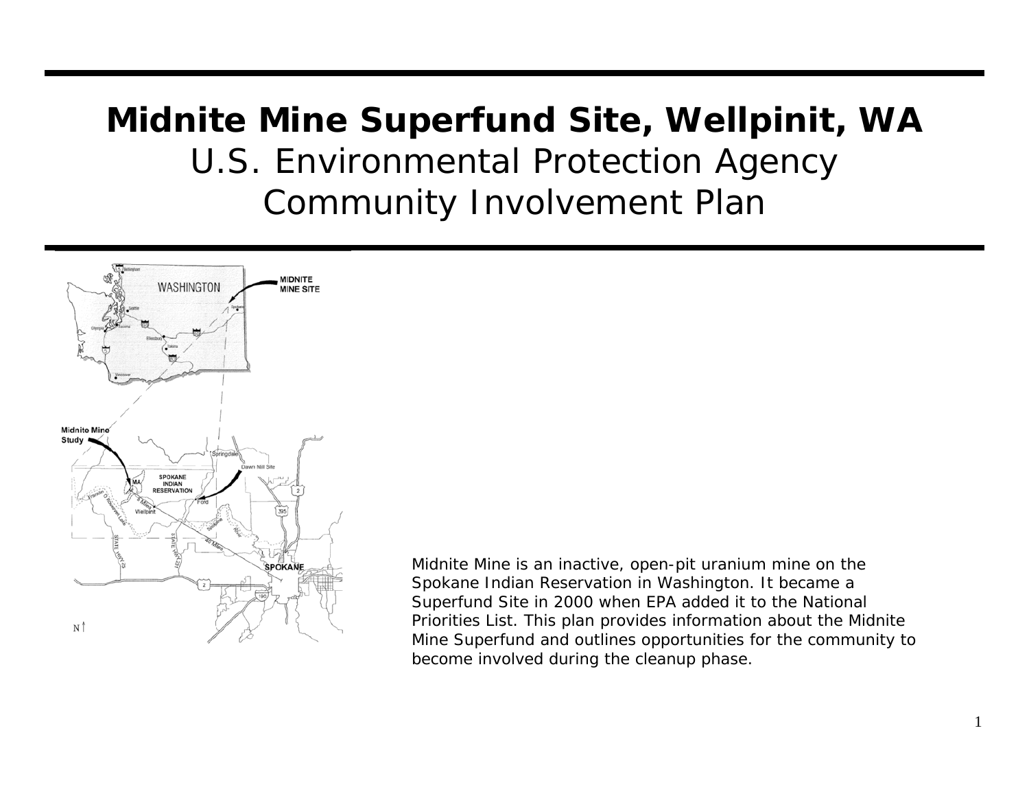# Midnite Mine Superfund Site, Wellpinit, WA

## U.S. Environmental Protection Agency Community Involvement Plan

Midnite Mine is an inactive, open-pit uranium mine on the Spokane Indian Reservation in Washington. It became a Superfund Site in 2000 when EPA added it to the National Priorities List. This plan provides information about the Midnite Mine Superfund and outlines opportunities for the community to become involved during the cleanup phase.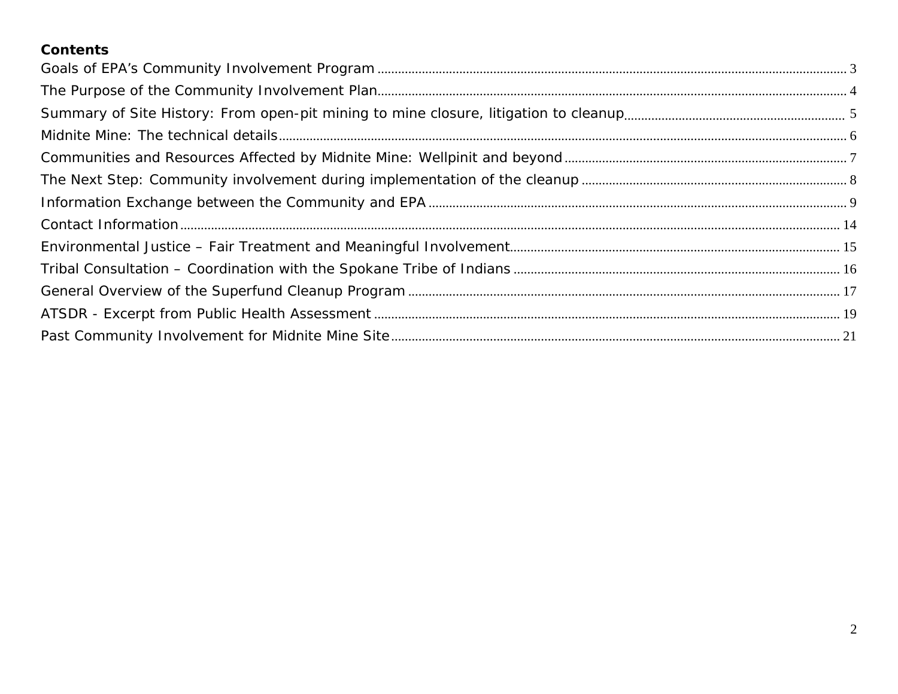**Contents**

Goals of EPA's Community Involvement Program ........................................................................ 3
The Purpose of the Community Involvement Plan ........................................................................ 4
Summary of Site History: From open-pit mining to mine closure, litigation to cleanup ........................................ 5
Midnite Mine: The technical details ........................................................................ 6
Communities and Resources Affected by Midnite Mine: Wellpinit and beyond ........................................ 7
The Next Step: Community involvement during implementation of the cleanup ........................................ 8
Information Exchange between the Community and EPA ........................................................................ 9
Contact Information ........................................................................ 14
Environmental Justice – Fair Treatment and Meaningful Involvement ........................................ 15
Tribal Consultation – Coordination with the Spokane Tribe of Indians ........................................ 16
General Overview of the Superfund Cleanup Program ........................................................................ 17
ATSDR - Excerpt from Public Health Assessment ........................................................................ 19
Past Community Involvement for Midnite Mine Site ........................................................................ 21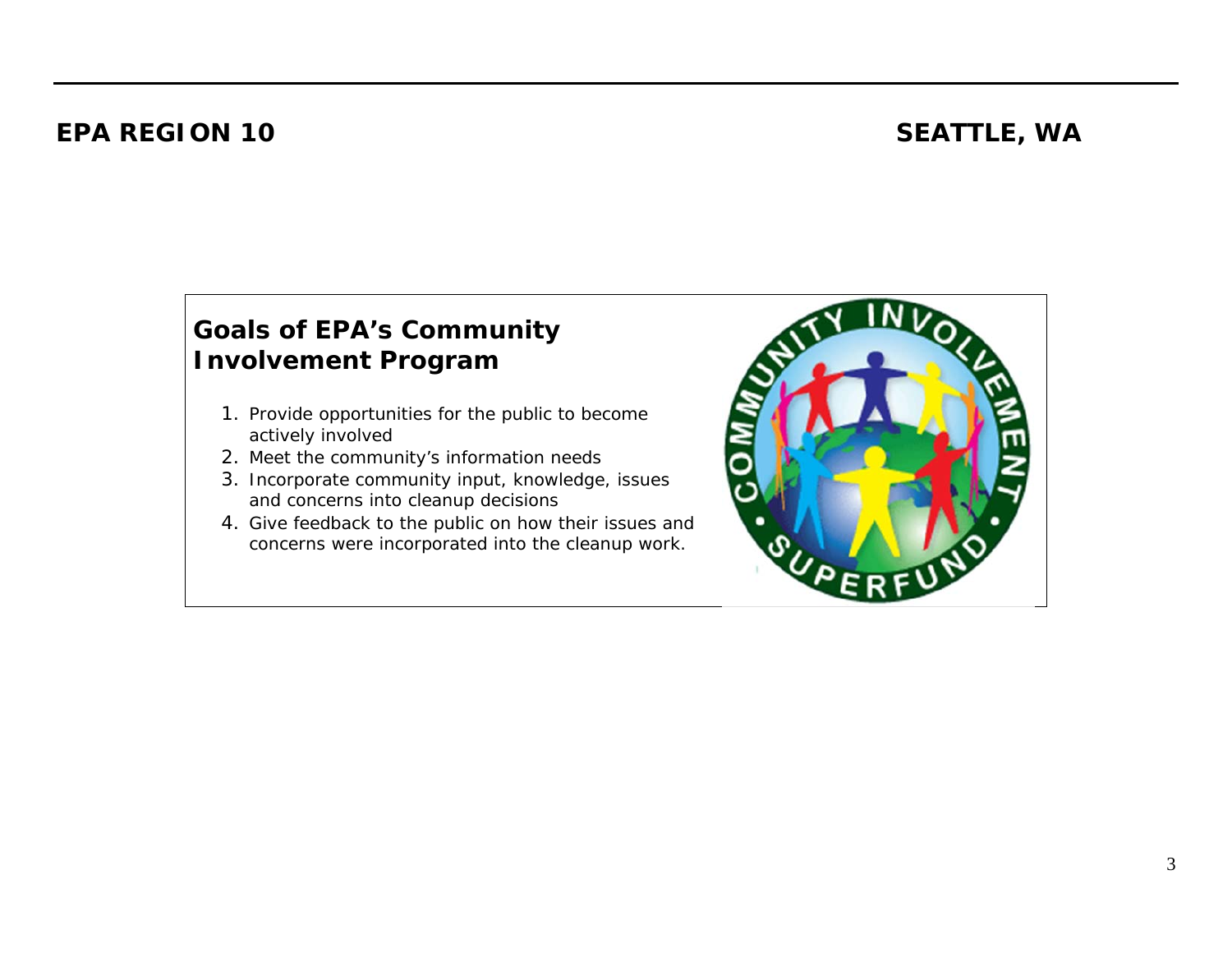**EPA REGION 10** **SEATTLE, WA**

## Goals of EPA's Community Involvement Program

1. Provide opportunities for the public to become actively involved
2. Meet the community's information needs
3. Incorporate community input, knowledge, issues and concerns into cleanup decisions
4. Give feedback to the public on how their issues and concerns were incorporated into the cleanup work.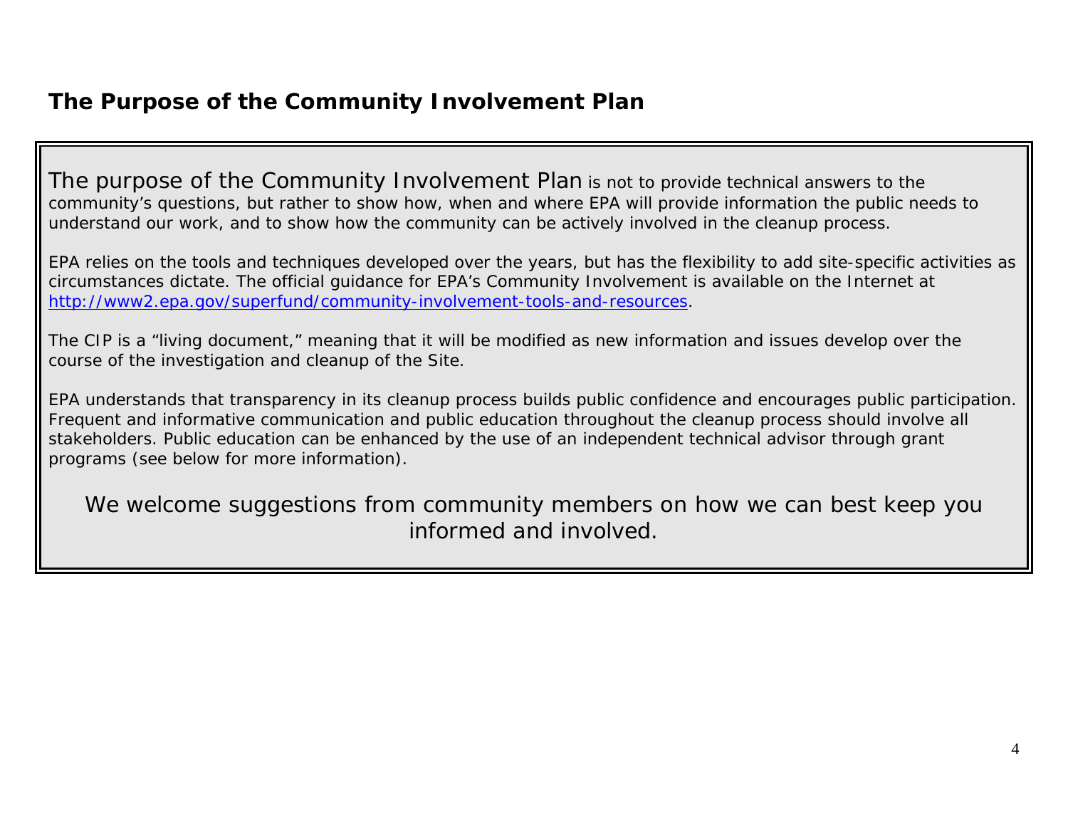## The Purpose of the Community Involvement Plan

The purpose of the Community Involvement Plan is not to provide technical answers to the community's questions, but rather to show how, when and where EPA will provide information the public needs to understand our work, and to show how the community can be actively involved in the cleanup process.

EPA relies on the tools and techniques developed over the years, but has the flexibility to add site-specific activities as circumstances dictate. The official guidance for EPA's Community Involvement is available on the Internet at http://www2.epa.gov/superfund/community-involvement-tools-and-resources.

The CIP is a "living document," meaning that it will be modified as new information and issues develop over the course of the investigation and cleanup of the Site.

EPA understands that transparency in its cleanup process builds public confidence and encourages public participation. Frequent and informative communication and public education throughout the cleanup process should involve all stakeholders. Public education can be enhanced by the use of an independent technical advisor through grant programs (see below for more information).

We welcome suggestions from community members on how we can best keep you informed and involved.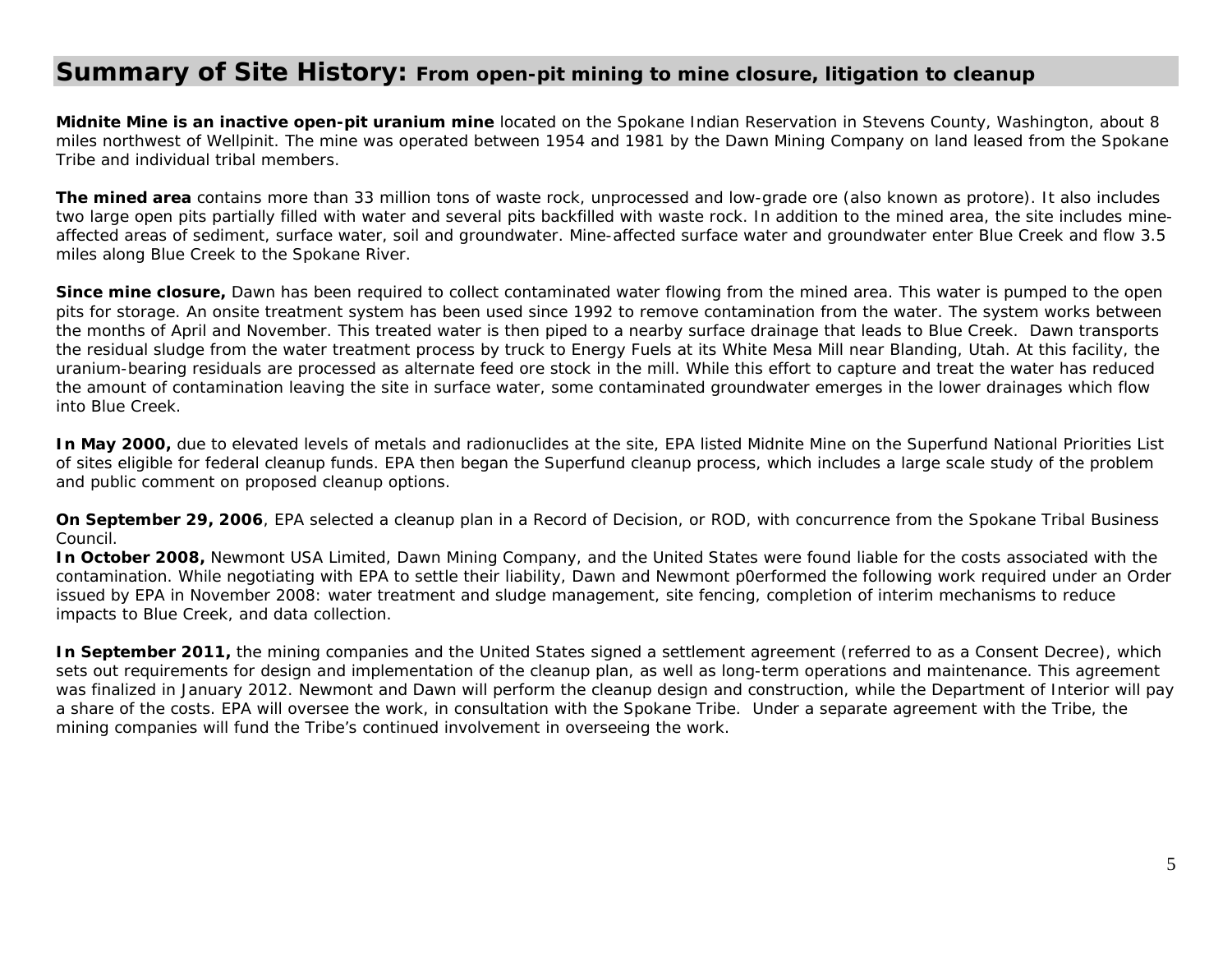## Summary of Site History: From open-pit mining to mine closure, litigation to cleanup

**Midnite Mine is an inactive open-pit uranium mine** located on the Spokane Indian Reservation in Stevens County, Washington, about 8 miles northwest of Wellpinit. The mine was operated between 1954 and 1981 by the Dawn Mining Company on land leased from the Spokane Tribe and individual tribal members.

**The mined area** contains more than 33 million tons of waste rock, unprocessed and low-grade ore (also known as protore). It also includes two large open pits partially filled with water and several pits backfilled with waste rock. In addition to the mined area, the site includes mine-affected areas of sediment, surface water, soil and groundwater. Mine-affected surface water and groundwater enter Blue Creek and flow 3.5 miles along Blue Creek to the Spokane River.

**Since mine closure,** Dawn has been required to collect contaminated water flowing from the mined area. This water is pumped to the open pits for storage. An onsite treatment system has been used since 1992 to remove contamination from the water. The system works between the months of April and November. This treated water is then piped to a nearby surface drainage that leads to Blue Creek. Dawn transports the residual sludge from the water treatment process by truck to Energy Fuels at its White Mesa Mill near Blanding, Utah. At this facility, the uranium-bearing residuals are processed as alternate feed ore stock in the mill. While this effort to capture and treat the water has reduced the amount of contamination leaving the site in surface water, some contaminated groundwater emerges in the lower drainages which flow into Blue Creek.

**In May 2000,** due to elevated levels of metals and radionuclides at the site, EPA listed Midnite Mine on the Superfund National Priorities List of sites eligible for federal cleanup funds. EPA then began the Superfund cleanup process, which includes a large scale study of the problem and public comment on proposed cleanup options.

**On September 29, 2006**, EPA selected a cleanup plan in a Record of Decision, or ROD, with concurrence from the Spokane Tribal Business Council.

**In October 2008,** Newmont USA Limited, Dawn Mining Company, and the United States were found liable for the costs associated with the contamination. While negotiating with EPA to settle their liability, Dawn and Newmont p0erformed the following work required under an Order issued by EPA in November 2008: water treatment and sludge management, site fencing, completion of interim mechanisms to reduce impacts to Blue Creek, and data collection.

**In September 2011,** the mining companies and the United States signed a settlement agreement (referred to as a Consent Decree), which sets out requirements for design and implementation of the cleanup plan, as well as long-term operations and maintenance. This agreement was finalized in January 2012. Newmont and Dawn will perform the cleanup design and construction, while the Department of Interior will pay a share of the costs. EPA will oversee the work, in consultation with the Spokane Tribe. Under a separate agreement with the Tribe, the mining companies will fund the Tribe's continued involvement in overseeing the work.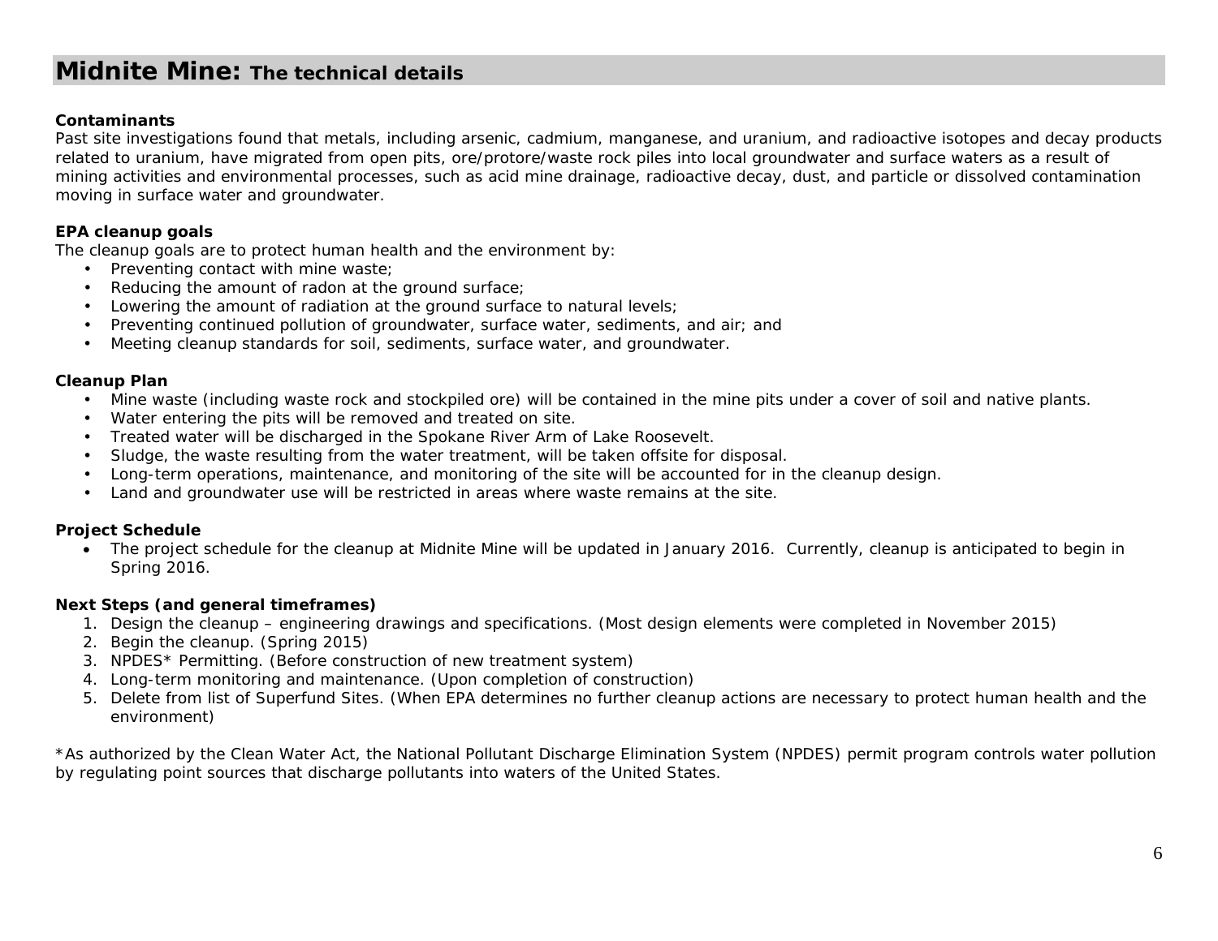# Midnite Mine: The technical details

**Contaminants**

Past site investigations found that metals, including arsenic, cadmium, manganese, and uranium, and radioactive isotopes and decay products related to uranium, have migrated from open pits, ore/protore/waste rock piles into local groundwater and surface waters as a result of mining activities and environmental processes, such as acid mine drainage, radioactive decay, dust, and particle or dissolved contamination moving in surface water and groundwater.

**EPA cleanup goals**

The cleanup goals are to protect human health and the environment by:

- Preventing contact with mine waste;
- Reducing the amount of radon at the ground surface;
- Lowering the amount of radiation at the ground surface to natural levels;
- Preventing continued pollution of groundwater, surface water, sediments, and air; and
- Meeting cleanup standards for soil, sediments, surface water, and groundwater.

**Cleanup Plan**

- Mine waste (including waste rock and stockpiled ore) will be contained in the mine pits under a cover of soil and native plants.
- Water entering the pits will be removed and treated on site.
- Treated water will be discharged in the Spokane River Arm of Lake Roosevelt.
- Sludge, the waste resulting from the water treatment, will be taken offsite for disposal.
- Long-term operations, maintenance, and monitoring of the site will be accounted for in the cleanup design.
- Land and groundwater use will be restricted in areas where waste remains at the site.

**Project Schedule**

- The project schedule for the cleanup at Midnite Mine will be updated in January 2016. Currently, cleanup is anticipated to begin in Spring 2016.

**Next Steps (and general timeframes)**

1. Design the cleanup – engineering drawings and specifications. (Most design elements were completed in November 2015)
2. Begin the cleanup. (Spring 2015)
3. NPDES* Permitting. (Before construction of new treatment system)
4. Long-term monitoring and maintenance. (Upon completion of construction)
5. Delete from list of Superfund Sites. (When EPA determines no further cleanup actions are necessary to protect human health and the environment)

*As authorized by the Clean Water Act, the National Pollutant Discharge Elimination System (NPDES) permit program controls water pollution by regulating point sources that discharge pollutants into waters of the United States.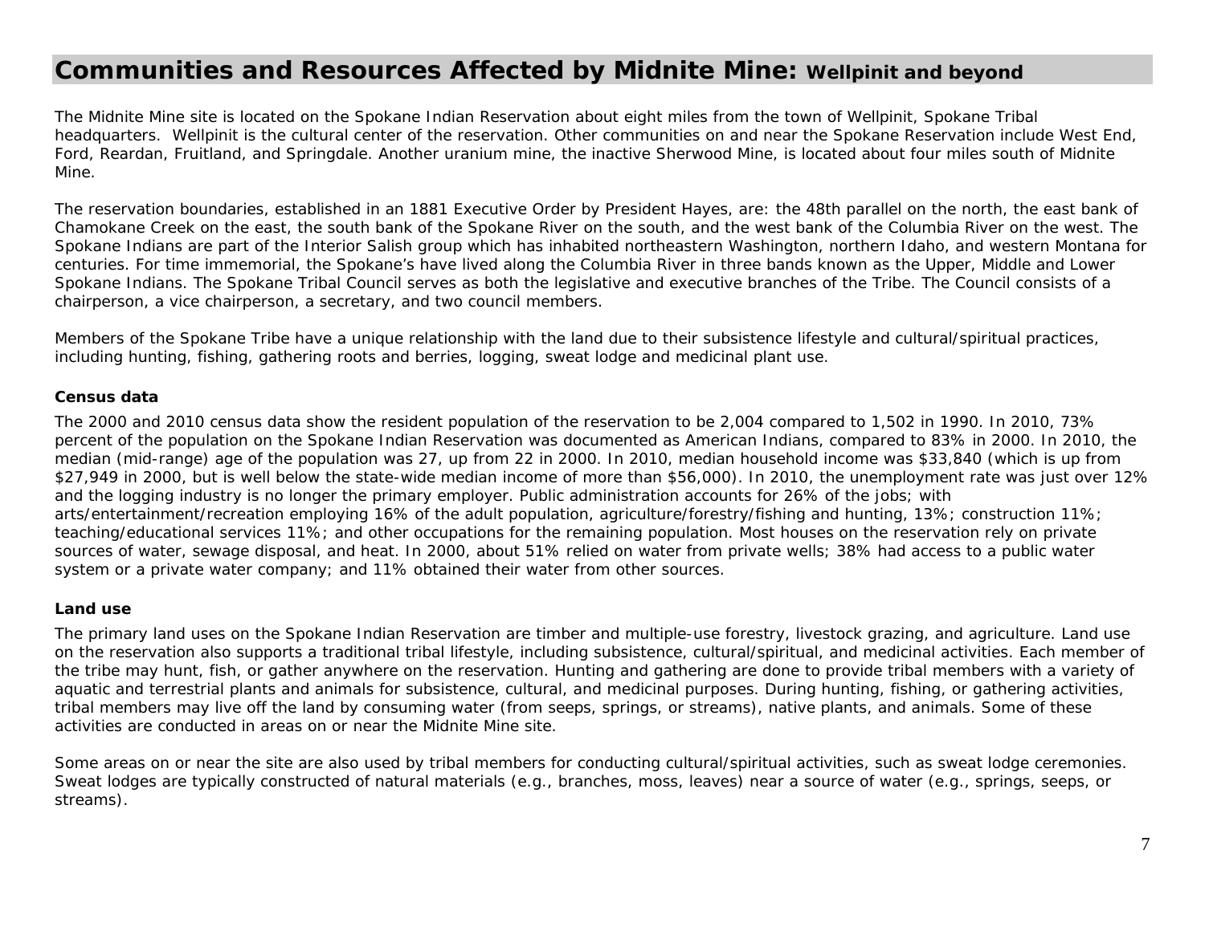# Communities and Resources Affected by Midnite Mine: Wellpinit and beyond

The Midnite Mine site is located on the Spokane Indian Reservation about eight miles from the town of Wellpinit, Spokane Tribal headquarters. Wellpinit is the cultural center of the reservation. Other communities on and near the Spokane Reservation include West End, Ford, Reardan, Fruitland, and Springdale. Another uranium mine, the inactive Sherwood Mine, is located about four miles south of Midnite Mine.

The reservation boundaries, established in an 1881 Executive Order by President Hayes, are: the 48th parallel on the north, the east bank of Chamokane Creek on the east, the south bank of the Spokane River on the south, and the west bank of the Columbia River on the west. The Spokane Indians are part of the Interior Salish group which has inhabited northeastern Washington, northern Idaho, and western Montana for centuries. For time immemorial, the Spokane's have lived along the Columbia River in three bands known as the Upper, Middle and Lower Spokane Indians. The Spokane Tribal Council serves as both the legislative and executive branches of the Tribe. The Council consists of a chairperson, a vice chairperson, a secretary, and two council members.

Members of the Spokane Tribe have a unique relationship with the land due to their subsistence lifestyle and cultural/spiritual practices, including hunting, fishing, gathering roots and berries, logging, sweat lodge and medicinal plant use.

### Census data

The 2000 and 2010 census data show the resident population of the reservation to be 2,004 compared to 1,502 in 1990. In 2010, 73% percent of the population on the Spokane Indian Reservation was documented as American Indians, compared to 83% in 2000. In 2010, the median (mid-range) age of the population was 27, up from 22 in 2000. In 2010, median household income was $33,840 (which is up from $27,949 in 2000, but is well below the state-wide median income of more than $56,000). In 2010, the unemployment rate was just over 12% and the logging industry is no longer the primary employer. Public administration accounts for 26% of the jobs; with arts/entertainment/recreation employing 16% of the adult population, agriculture/forestry/fishing and hunting, 13%; construction 11%; teaching/educational services 11%; and other occupations for the remaining population. Most houses on the reservation rely on private sources of water, sewage disposal, and heat. In 2000, about 51% relied on water from private wells; 38% had access to a public water system or a private water company; and 11% obtained their water from other sources.

### Land use

The primary land uses on the Spokane Indian Reservation are timber and multiple-use forestry, livestock grazing, and agriculture. Land use on the reservation also supports a traditional tribal lifestyle, including subsistence, cultural/spiritual, and medicinal activities. Each member of the tribe may hunt, fish, or gather anywhere on the reservation. Hunting and gathering are done to provide tribal members with a variety of aquatic and terrestrial plants and animals for subsistence, cultural, and medicinal purposes. During hunting, fishing, or gathering activities, tribal members may live off the land by consuming water (from seeps, springs, or streams), native plants, and animals. Some of these activities are conducted in areas on or near the Midnite Mine site.

Some areas on or near the site are also used by tribal members for conducting cultural/spiritual activities, such as sweat lodge ceremonies. Sweat lodges are typically constructed of natural materials (e.g., branches, moss, leaves) near a source of water (e.g., springs, seeps, or streams).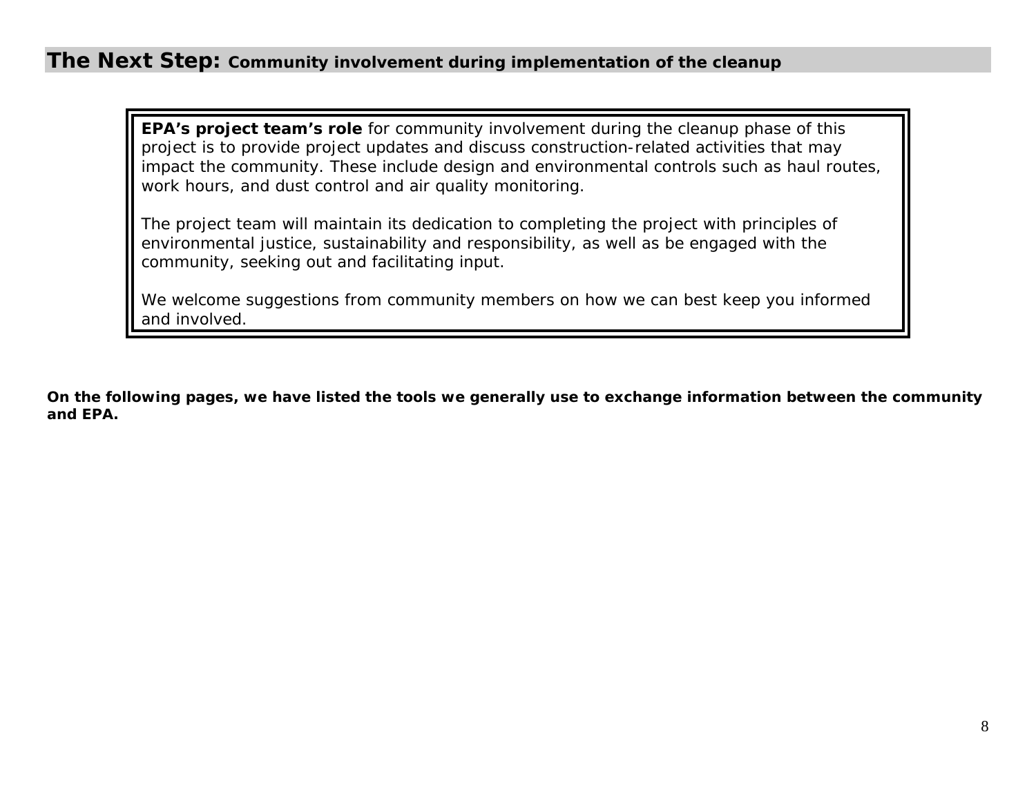## The Next Step: Community involvement during implementation of the cleanup

**EPA's project team's role** for community involvement during the cleanup phase of this project is to provide project updates and discuss construction-related activities that may impact the community. These include design and environmental controls such as haul routes, work hours, and dust control and air quality monitoring.

The project team will maintain its dedication to completing the project with principles of environmental justice, sustainability and responsibility, as well as be engaged with the community, seeking out and facilitating input.

We welcome suggestions from community members on how we can best keep you informed and involved.

**On the following pages, we have listed the tools we generally use to exchange information between the community and EPA.**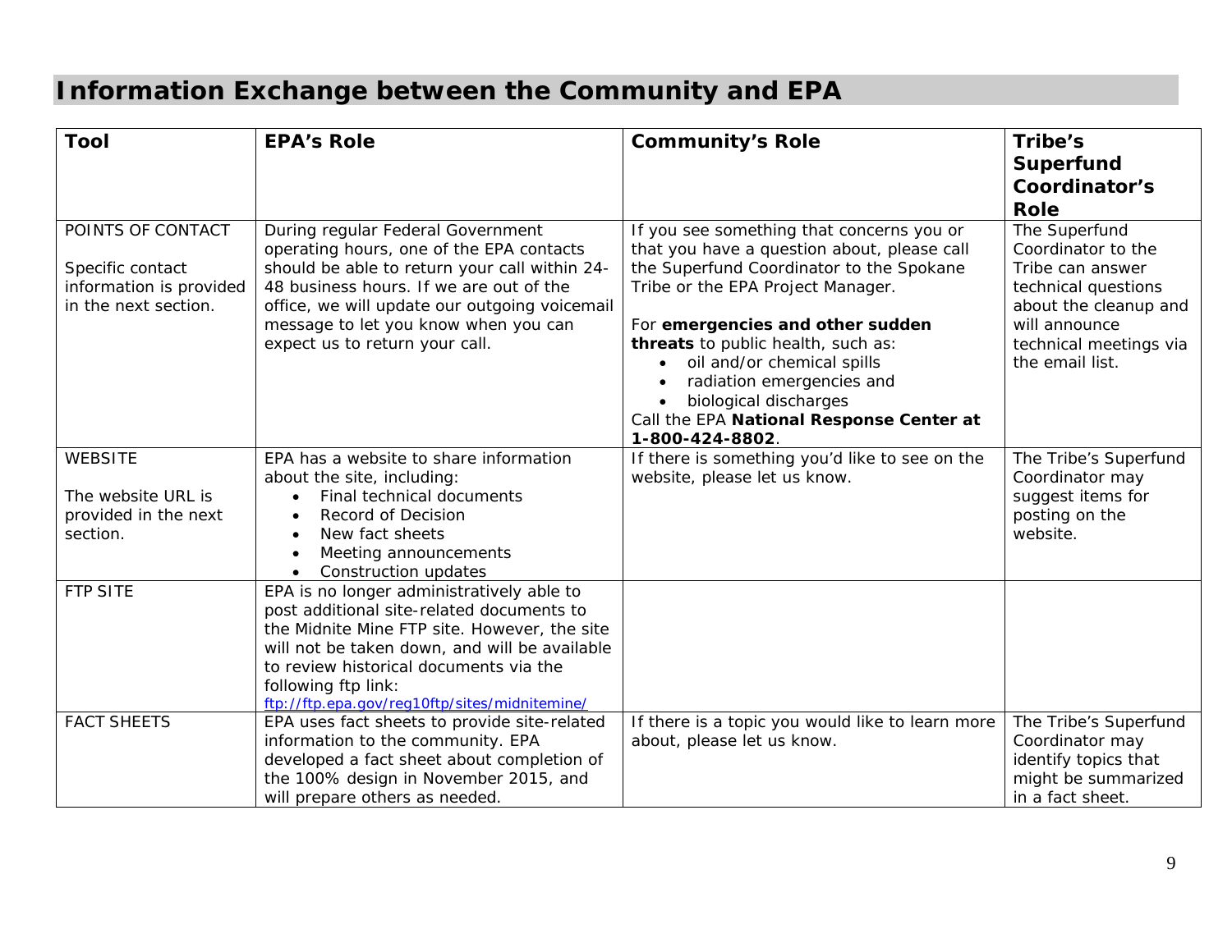# Information Exchange between the Community and EPA

| Tool | EPA's Role | Community's Role | Tribe's Superfund Coordinator's Role |
|---|---|---|---|
| POINTS OF CONTACT<br><br>Specific contact information is provided in the next section. | During regular Federal Government operating hours, one of the EPA contacts should be able to return your call within 24-48 business hours. If we are out of the office, we will update our outgoing voicemail message to let you know when you can expect us to return your call. | If you see something that concerns you or that you have a question about, please call the Superfund Coordinator to the Spokane Tribe or the EPA Project Manager.<br><br>For **emergencies and other sudden threats** to public health, such as:<br>• oil and/or chemical spills<br>• radiation emergencies and<br>• biological discharges<br>Call the EPA **National Response Center at 1-800-424-8802**. | The Superfund Coordinator to the Tribe can answer technical questions about the cleanup and will announce technical meetings via the email list. |
| WEBSITE<br><br>The website URL is provided in the next section. | EPA has a website to share information about the site, including:<br>• Final technical documents<br>• Record of Decision<br>• New fact sheets<br>• Meeting announcements<br>• Construction updates | If there is something you'd like to see on the website, please let us know. | The Tribe's Superfund Coordinator may suggest items for posting on the website. |
| FTP SITE | EPA is no longer administratively able to post additional site-related documents to the Midnite Mine FTP site. However, the site will not be taken down, and will be available to review historical documents via the following ftp link: ftp://ftp.epa.gov/reg10ftp/sites/midnitemine/ | | |
| FACT SHEETS | EPA uses fact sheets to provide site-related information to the community. EPA developed a fact sheet about completion of the 100% design in November 2015, and will prepare others as needed. | If there is a topic you would like to learn more about, please let us know. | The Tribe's Superfund Coordinator may identify topics that might be summarized in a fact sheet. |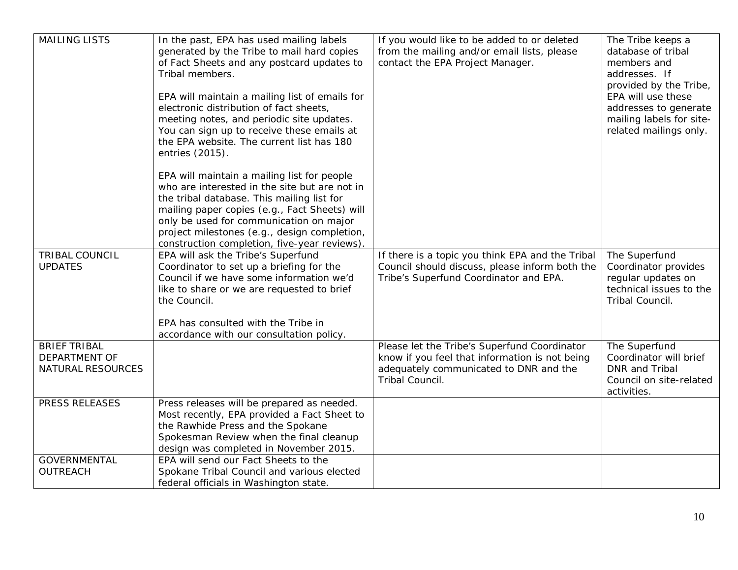| | | | |
|---|---|---|---|
| MAILING LISTS | In the past, EPA has used mailing labels generated by the Tribe to mail hard copies of Fact Sheets and any postcard updates to Tribal members.<br><br>EPA will maintain a mailing list of emails for electronic distribution of fact sheets, meeting notes, and periodic site updates. You can sign up to receive these emails at the EPA website. The current list has 180 entries (2015).<br><br>EPA will maintain a mailing list for people who are interested in the site but are not in the tribal database. This mailing list for mailing paper copies (e.g., Fact Sheets) will only be used for communication on major project milestones (e.g., design completion, construction completion, five-year reviews). | If you would like to be added to or deleted from the mailing and/or email lists, please contact the EPA Project Manager. | The Tribe keeps a database of tribal members and addresses. If provided by the Tribe, EPA will use these addresses to generate mailing labels for site-related mailings only. |
| TRIBAL COUNCIL UPDATES | EPA will ask the Tribe's Superfund Coordinator to set up a briefing for the Council if we have some information we'd like to share or we are requested to brief the Council.<br><br>EPA has consulted with the Tribe in accordance with our consultation policy. | If there is a topic you think EPA and the Tribal Council should discuss, please inform both the Tribe's Superfund Coordinator and EPA. | The Superfund Coordinator provides regular updates on technical issues to the Tribal Council. |
| BRIEF TRIBAL DEPARTMENT OF NATURAL RESOURCES | | Please let the Tribe's Superfund Coordinator know if you feel that information is not being adequately communicated to DNR and the Tribal Council. | The Superfund Coordinator will brief DNR and Tribal Council on site-related activities. |
| PRESS RELEASES | Press releases will be prepared as needed. Most recently, EPA provided a Fact Sheet to the Rawhide Press and the Spokane Spokesman Review when the final cleanup design was completed in November 2015. | | |
| GOVERNMENTAL OUTREACH | EPA will send our Fact Sheets to the Spokane Tribal Council and various elected federal officials in Washington state. | | |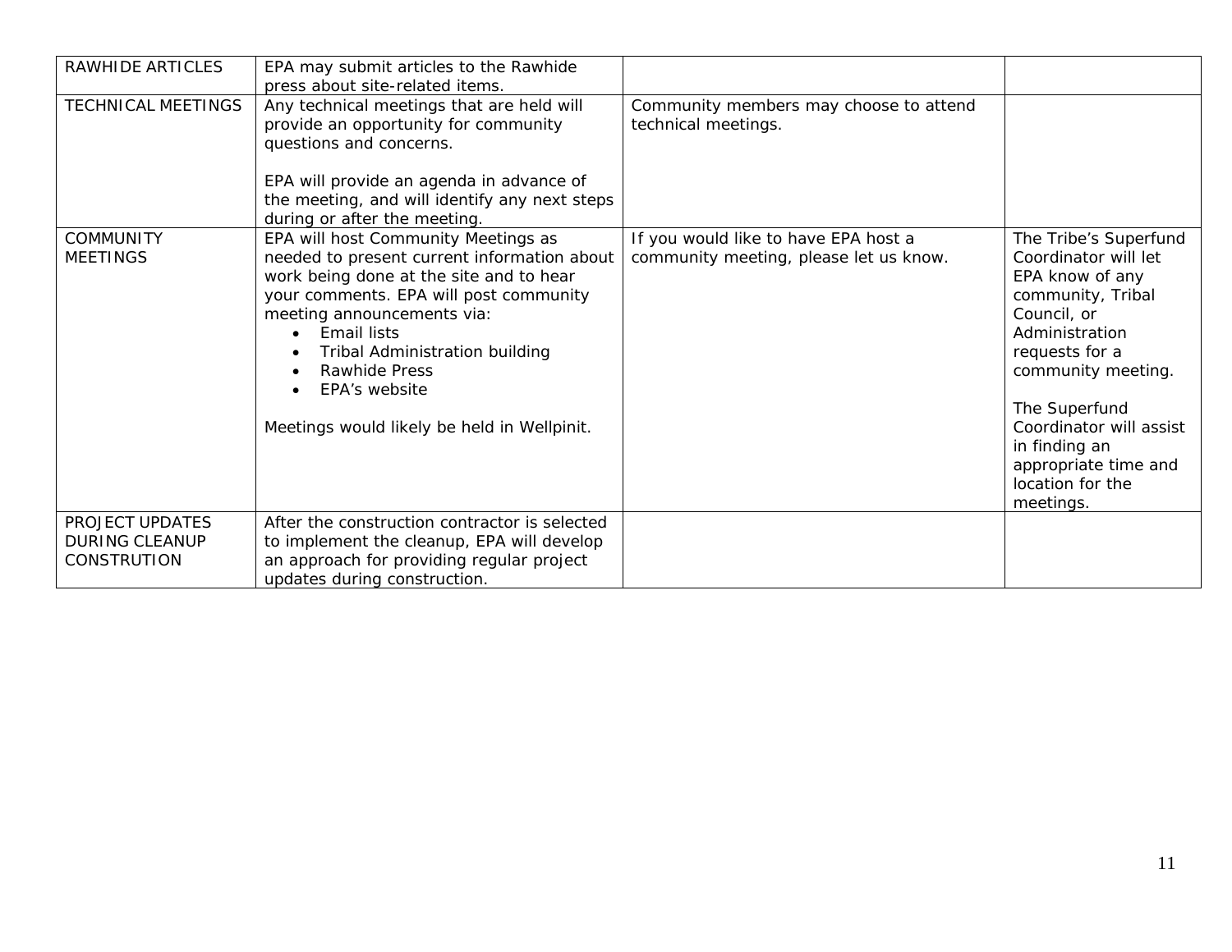| | | | |
|---|---|---|---|
| RAWHIDE ARTICLES | EPA may submit articles to the Rawhide press about site-related items. | | |
| TECHNICAL MEETINGS | Any technical meetings that are held will provide an opportunity for community questions and concerns.<br><br>EPA will provide an agenda in advance of the meeting, and will identify any next steps during or after the meeting. | Community members may choose to attend technical meetings. | |
| COMMUNITY MEETINGS | EPA will host Community Meetings as needed to present current information about work being done at the site and to hear your comments. EPA will post community meeting announcements via:<br>• Email lists<br>• Tribal Administration building<br>• Rawhide Press<br>• EPA's website<br><br>Meetings would likely be held in Wellpinit. | If you would like to have EPA host a community meeting, please let us know. | The Tribe's Superfund Coordinator will let EPA know of any community, Tribal Council, or Administration requests for a community meeting.<br><br>The Superfund Coordinator will assist in finding an appropriate time and location for the meetings. |
| PROJECT UPDATES DURING CLEANUP CONSTRUTION | After the construction contractor is selected to implement the cleanup, EPA will develop an approach for providing regular project updates during construction. | | |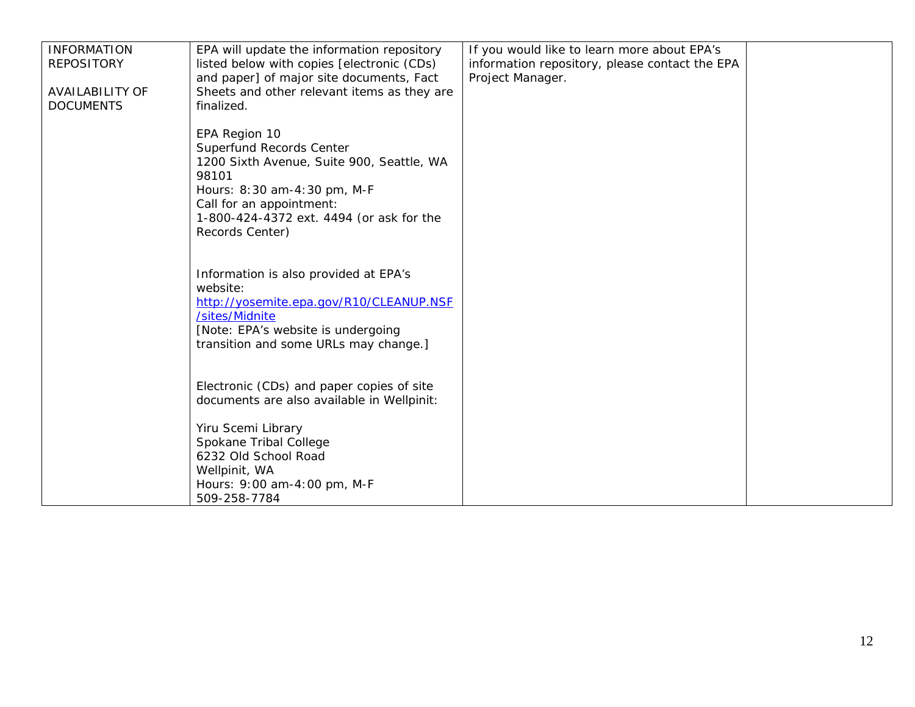| | | | |
|---|---|---|---|
| INFORMATION REPOSITORY<br><br>AVAILABILITY OF DOCUMENTS | EPA will update the information repository listed below with copies [electronic (CDs) and paper] of major site documents, Fact Sheets and other relevant items as they are finalized.<br><br>EPA Region 10<br>Superfund Records Center<br>1200 Sixth Avenue, Suite 900, Seattle, WA 98101<br>Hours: 8:30 am-4:30 pm, M-F<br>Call for an appointment:<br>1-800-424-4372 ext. 4494 (or ask for the Records Center)<br><br>Information is also provided at EPA's website:<br>http://yosemite.epa.gov/R10/CLEANUP.NSF/sites/Midnite<br>[Note: EPA's website is undergoing transition and some URLs may change.]<br><br>Electronic (CDs) and paper copies of site documents are also available in Wellpinit:<br><br>Yiru Scemi Library<br>Spokane Tribal College<br>6232 Old School Road<br>Wellpinit, WA<br>Hours: 9:00 am-4:00 pm, M-F<br>509-258-7784 | If you would like to learn more about EPA's information repository, please contact the EPA Project Manager. | |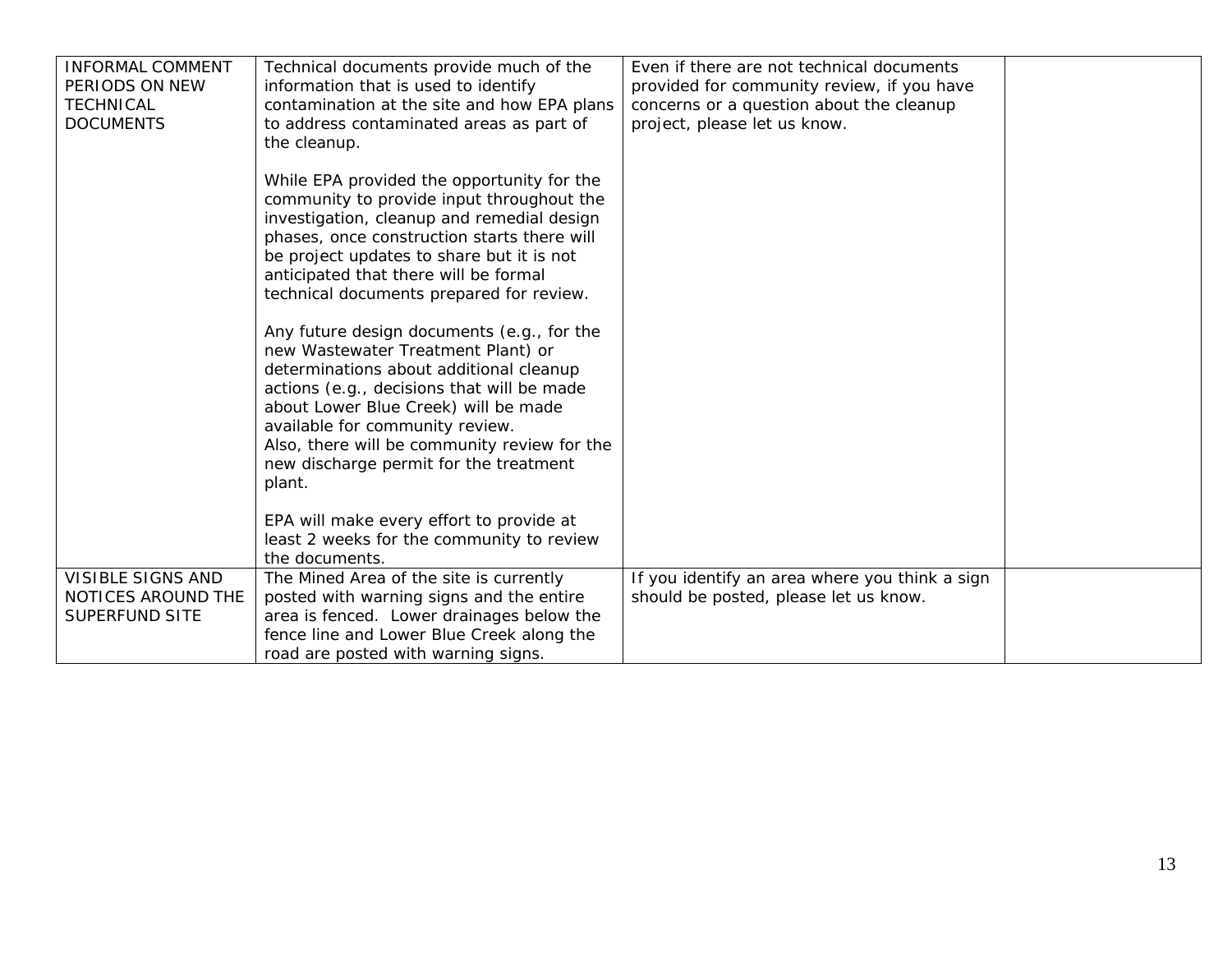| | | | |
|---|---|---|---|
| INFORMAL COMMENT PERIODS ON NEW TECHNICAL DOCUMENTS | Technical documents provide much of the information that is used to identify contamination at the site and how EPA plans to address contaminated areas as part of the cleanup.<br><br>While EPA provided the opportunity for the community to provide input throughout the investigation, cleanup and remedial design phases, once construction starts there will be project updates to share but it is not anticipated that there will be formal technical documents prepared for review.<br><br>Any future design documents (e.g., for the new Wastewater Treatment Plant) or determinations about additional cleanup actions (e.g., decisions that will be made about Lower Blue Creek) will be made available for community review.<br>Also, there will be community review for the new discharge permit for the treatment plant.<br><br>EPA will make every effort to provide at least 2 weeks for the community to review the documents. | Even if there are not technical documents provided for community review, if you have concerns or a question about the cleanup project, please let us know. | |
| VISIBLE SIGNS AND NOTICES AROUND THE SUPERFUND SITE | The Mined Area of the site is currently posted with warning signs and the entire area is fenced. Lower drainages below the fence line and Lower Blue Creek along the road are posted with warning signs. | If you identify an area where you think a sign should be posted, please let us know. | |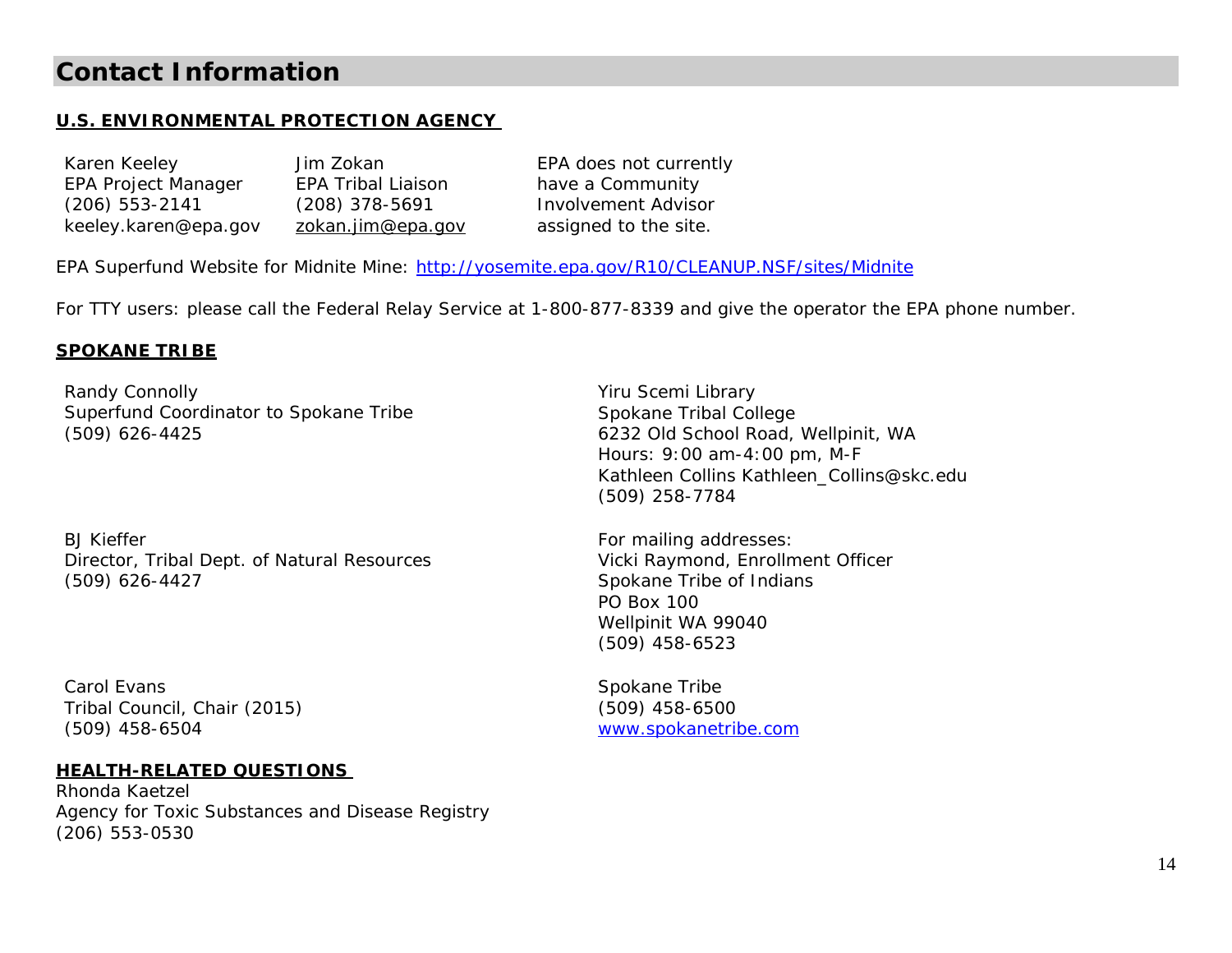## Contact Information

**U.S. ENVIRONMENTAL PROTECTION AGENCY**

Karen Keeley
EPA Project Manager
(206) 553-2141
keeley.karen@epa.gov

Jim Zokan
EPA Tribal Liaison
(208) 378-5691
zokan.jim@epa.gov

EPA does not currently have a Community Involvement Advisor assigned to the site.

EPA Superfund Website for Midnite Mine: http://yosemite.epa.gov/R10/CLEANUP.NSF/sites/Midnite

For TTY users: please call the Federal Relay Service at 1-800-877-8339 and give the operator the EPA phone number.

**SPOKANE TRIBE**

Randy Connolly
Superfund Coordinator to Spokane Tribe
(509) 626-4425

BJ Kieffer
Director, Tribal Dept. of Natural Resources
(509) 626-4427

Carol Evans
Tribal Council, Chair (2015)
(509) 458-6504

Yiru Scemi Library
Spokane Tribal College
6232 Old School Road, Wellpinit, WA
Hours: 9:00 am-4:00 pm, M-F
Kathleen Collins Kathleen_Collins@skc.edu
(509) 258-7784

For mailing addresses:
Vicki Raymond, Enrollment Officer
Spokane Tribe of Indians
PO Box 100
Wellpinit WA 99040
(509) 458-6523

Spokane Tribe
(509) 458-6500
www.spokanetribe.com

**HEALTH-RELATED QUESTIONS**

Rhonda Kaetzel
Agency for Toxic Substances and Disease Registry
(206) 553-0530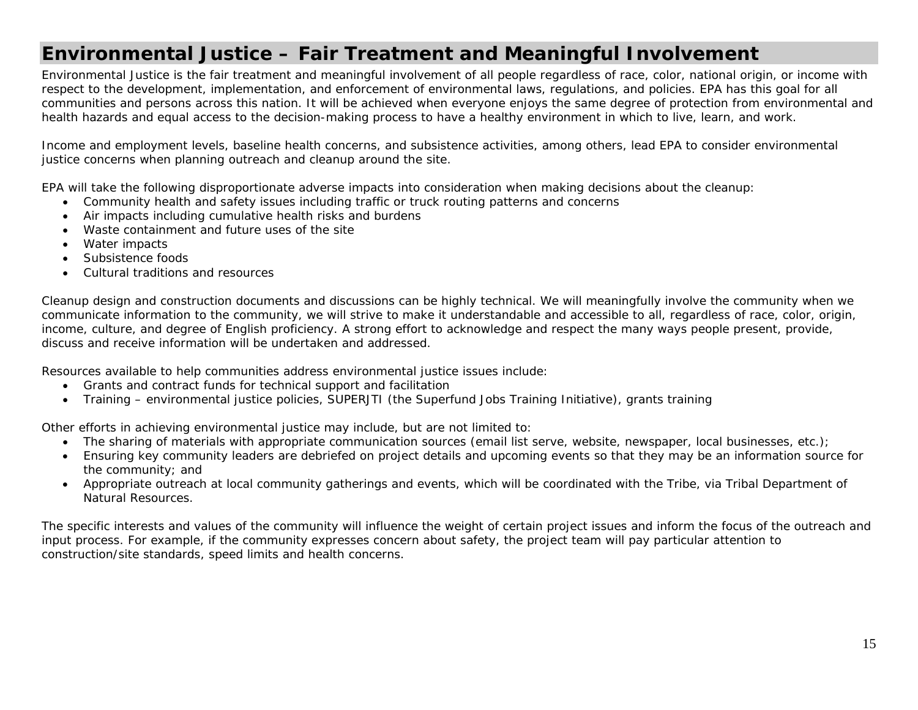## Environmental Justice – Fair Treatment and Meaningful Involvement

Environmental Justice is the fair treatment and meaningful involvement of all people regardless of race, color, national origin, or income with respect to the development, implementation, and enforcement of environmental laws, regulations, and policies. EPA has this goal for all communities and persons across this nation. It will be achieved when everyone enjoys the same degree of protection from environmental and health hazards and equal access to the decision-making process to have a healthy environment in which to live, learn, and work.

Income and employment levels, baseline health concerns, and subsistence activities, among others, lead EPA to consider environmental justice concerns when planning outreach and cleanup around the site.

EPA will take the following disproportionate adverse impacts into consideration when making decisions about the cleanup:

- Community health and safety issues including traffic or truck routing patterns and concerns
- Air impacts including cumulative health risks and burdens
- Waste containment and future uses of the site
- Water impacts
- Subsistence foods
- Cultural traditions and resources

Cleanup design and construction documents and discussions can be highly technical. We will meaningfully involve the community when we communicate information to the community, we will strive to make it understandable and accessible to all, regardless of race, color, origin, income, culture, and degree of English proficiency. A strong effort to acknowledge and respect the many ways people present, provide, discuss and receive information will be undertaken and addressed.

Resources available to help communities address environmental justice issues include:

- Grants and contract funds for technical support and facilitation
- Training – environmental justice policies, SUPERJTI (the Superfund Jobs Training Initiative), grants training

Other efforts in achieving environmental justice may include, but are not limited to:

- The sharing of materials with appropriate communication sources (email list serve, website, newspaper, local businesses, etc.);
- Ensuring key community leaders are debriefed on project details and upcoming events so that they may be an information source for the community; and
- Appropriate outreach at local community gatherings and events, which will be coordinated with the Tribe, via Tribal Department of Natural Resources.

The specific interests and values of the community will influence the weight of certain project issues and inform the focus of the outreach and input process. For example, if the community expresses concern about safety, the project team will pay particular attention to construction/site standards, speed limits and health concerns.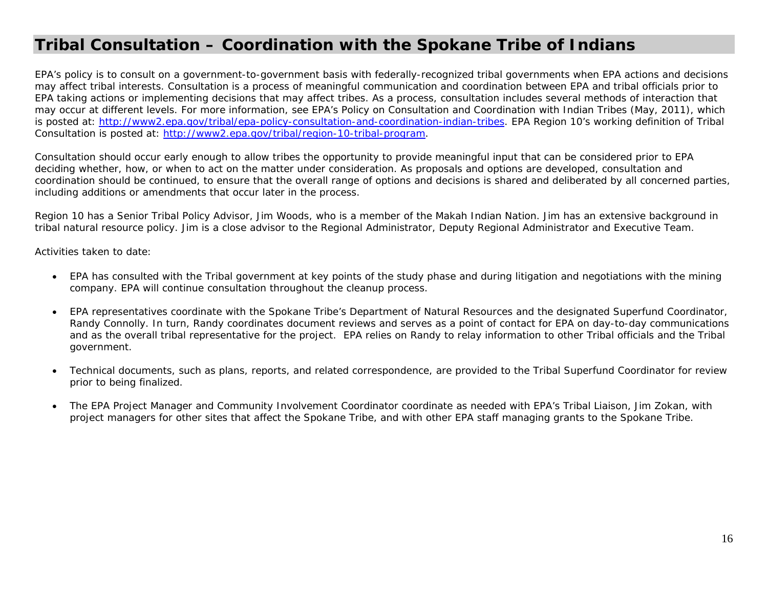## Tribal Consultation – Coordination with the Spokane Tribe of Indians

EPA's policy is to consult on a government-to-government basis with federally-recognized tribal governments when EPA actions and decisions may affect tribal interests. Consultation is a process of meaningful communication and coordination between EPA and tribal officials prior to EPA taking actions or implementing decisions that may affect tribes. As a process, consultation includes several methods of interaction that may occur at different levels. For more information, see EPA's Policy on Consultation and Coordination with Indian Tribes (May, 2011), which is posted at: [http://www2.epa.gov/tribal/epa-policy-consultation-and-coordination-indian-tribes](http://www2.epa.gov/tribal/epa-policy-consultation-and-coordination-indian-tribes). EPA Region 10's working definition of Tribal Consultation is posted at: [http://www2.epa.gov/tribal/region-10-tribal-program](http://www2.epa.gov/tribal/region-10-tribal-program).

Consultation should occur early enough to allow tribes the opportunity to provide meaningful input that can be considered prior to EPA deciding whether, how, or when to act on the matter under consideration. As proposals and options are developed, consultation and coordination should be continued, to ensure that the overall range of options and decisions is shared and deliberated by all concerned parties, including additions or amendments that occur later in the process.

Region 10 has a Senior Tribal Policy Advisor, Jim Woods, who is a member of the Makah Indian Nation. Jim has an extensive background in tribal natural resource policy. Jim is a close advisor to the Regional Administrator, Deputy Regional Administrator and Executive Team.

Activities taken to date:

- EPA has consulted with the Tribal government at key points of the study phase and during litigation and negotiations with the mining company. EPA will continue consultation throughout the cleanup process.
- EPA representatives coordinate with the Spokane Tribe's Department of Natural Resources and the designated Superfund Coordinator, Randy Connolly. In turn, Randy coordinates document reviews and serves as a point of contact for EPA on day-to-day communications and as the overall tribal representative for the project. EPA relies on Randy to relay information to other Tribal officials and the Tribal government.
- Technical documents, such as plans, reports, and related correspondence, are provided to the Tribal Superfund Coordinator for review prior to being finalized.
- The EPA Project Manager and Community Involvement Coordinator coordinate as needed with EPA's Tribal Liaison, Jim Zokan, with project managers for other sites that affect the Spokane Tribe, and with other EPA staff managing grants to the Spokane Tribe.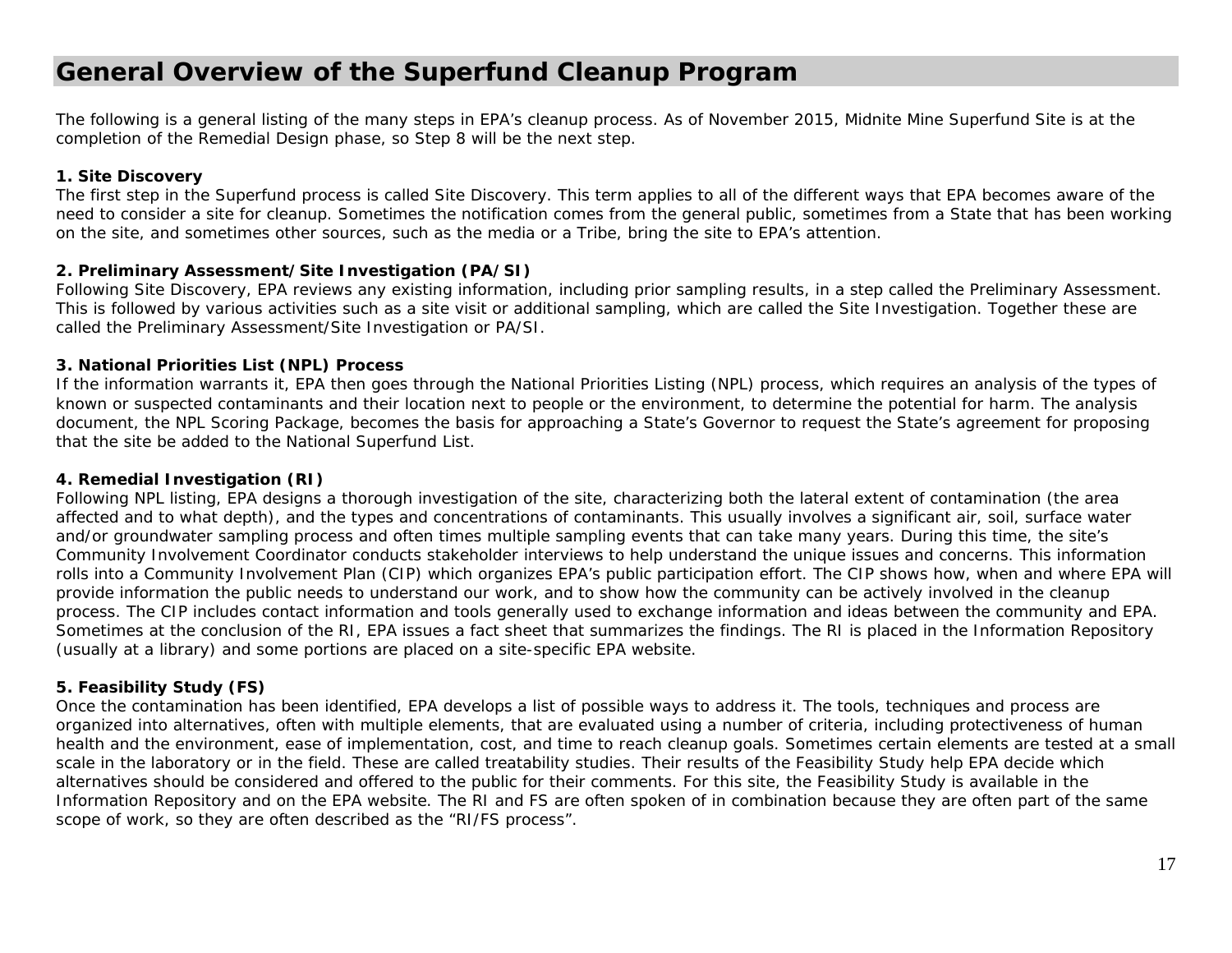## General Overview of the Superfund Cleanup Program

The following is a general listing of the many steps in EPA's cleanup process. As of November 2015, Midnite Mine Superfund Site is at the completion of the Remedial Design phase, so Step 8 will be the next step.

**1. Site Discovery**
The first step in the Superfund process is called Site Discovery. This term applies to all of the different ways that EPA becomes aware of the need to consider a site for cleanup. Sometimes the notification comes from the general public, sometimes from a State that has been working on the site, and sometimes other sources, such as the media or a Tribe, bring the site to EPA's attention.

**2. Preliminary Assessment/Site Investigation (PA/SI)**
Following Site Discovery, EPA reviews any existing information, including prior sampling results, in a step called the Preliminary Assessment. This is followed by various activities such as a site visit or additional sampling, which are called the Site Investigation. Together these are called the Preliminary Assessment/Site Investigation or PA/SI.

**3. National Priorities List (NPL) Process**
If the information warrants it, EPA then goes through the National Priorities Listing (NPL) process, which requires an analysis of the types of known or suspected contaminants and their location next to people or the environment, to determine the potential for harm. The analysis document, the NPL Scoring Package, becomes the basis for approaching a State's Governor to request the State's agreement for proposing that the site be added to the National Superfund List.

**4. Remedial Investigation (RI)**
Following NPL listing, EPA designs a thorough investigation of the site, characterizing both the lateral extent of contamination (the area affected and to what depth), and the types and concentrations of contaminants. This usually involves a significant air, soil, surface water and/or groundwater sampling process and often times multiple sampling events that can take many years. During this time, the site's Community Involvement Coordinator conducts stakeholder interviews to help understand the unique issues and concerns. This information rolls into a Community Involvement Plan (CIP) which organizes EPA's public participation effort. The CIP shows how, when and where EPA will provide information the public needs to understand our work, and to show how the community can be actively involved in the cleanup process. The CIP includes contact information and tools generally used to exchange information and ideas between the community and EPA. Sometimes at the conclusion of the RI, EPA issues a fact sheet that summarizes the findings. The RI is placed in the Information Repository (usually at a library) and some portions are placed on a site-specific EPA website.

**5. Feasibility Study (FS)**
Once the contamination has been identified, EPA develops a list of possible ways to address it. The tools, techniques and process are organized into alternatives, often with multiple elements, that are evaluated using a number of criteria, including protectiveness of human health and the environment, ease of implementation, cost, and time to reach cleanup goals. Sometimes certain elements are tested at a small scale in the laboratory or in the field. These are called treatability studies. Their results of the Feasibility Study help EPA decide which alternatives should be considered and offered to the public for their comments. For this site, the Feasibility Study is available in the Information Repository and on the EPA website. The RI and FS are often spoken of in combination because they are often part of the same scope of work, so they are often described as the "RI/FS process".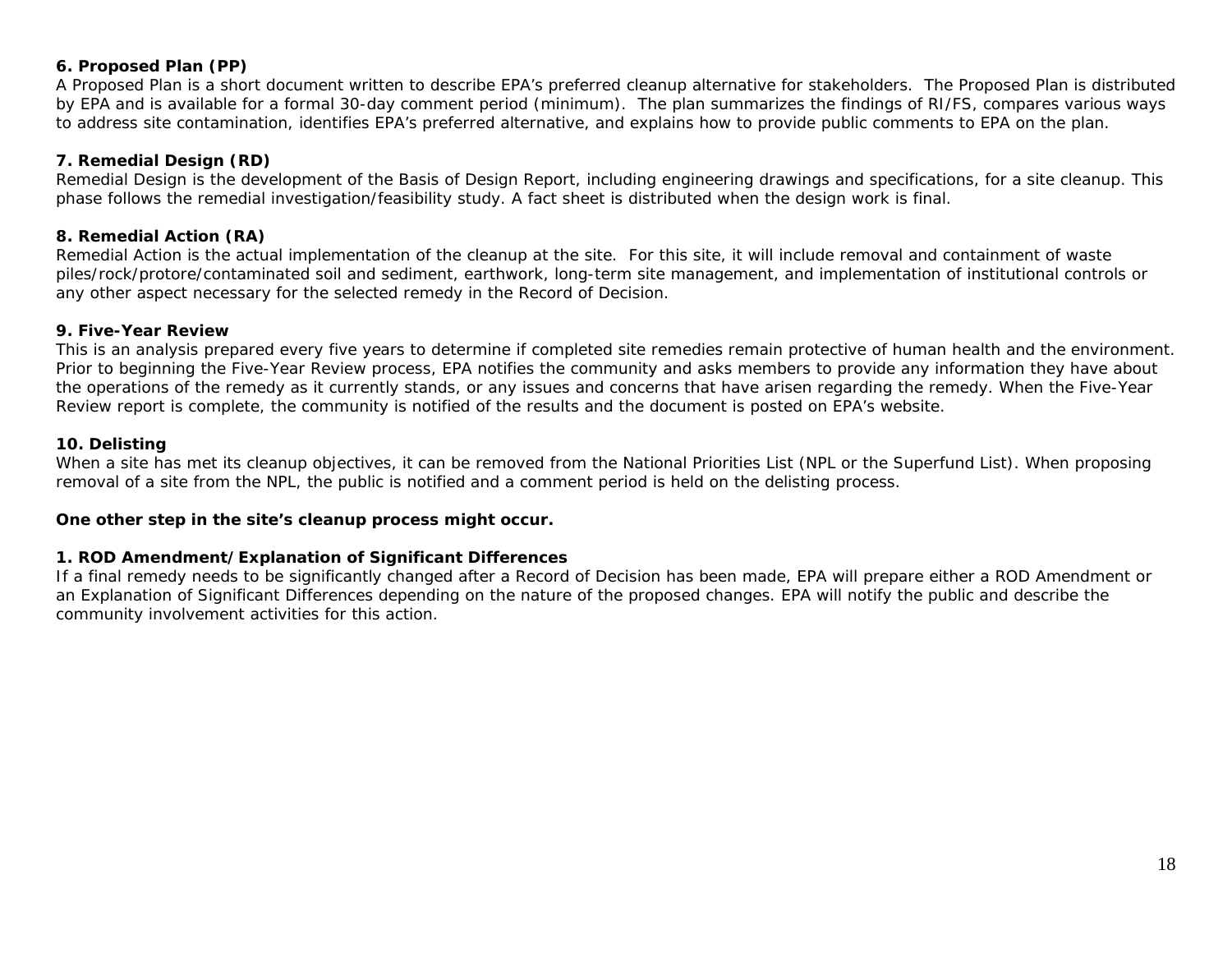**6. Proposed Plan (PP)**

A Proposed Plan is a short document written to describe EPA's preferred cleanup alternative for stakeholders. The Proposed Plan is distributed by EPA and is available for a formal 30-day comment period (minimum). The plan summarizes the findings of RI/FS, compares various ways to address site contamination, identifies EPA's preferred alternative, and explains how to provide public comments to EPA on the plan.

**7. Remedial Design (RD)**

Remedial Design is the development of the Basis of Design Report, including engineering drawings and specifications, for a site cleanup. This phase follows the remedial investigation/feasibility study. A fact sheet is distributed when the design work is final.

**8. Remedial Action (RA)**

Remedial Action is the actual implementation of the cleanup at the site. For this site, it will include removal and containment of waste piles/rock/protore/contaminated soil and sediment, earthwork, long-term site management, and implementation of institutional controls or any other aspect necessary for the selected remedy in the Record of Decision.

**9. Five-Year Review**

This is an analysis prepared every five years to determine if completed site remedies remain protective of human health and the environment. Prior to beginning the Five-Year Review process, EPA notifies the community and asks members to provide any information they have about the operations of the remedy as it currently stands, or any issues and concerns that have arisen regarding the remedy. When the Five-Year Review report is complete, the community is notified of the results and the document is posted on EPA's website.

**10. Delisting**

When a site has met its cleanup objectives, it can be removed from the National Priorities List (NPL or the Superfund List). When proposing removal of a site from the NPL, the public is notified and a comment period is held on the delisting process.

**One other step in the site's cleanup process might occur.**

**1. ROD Amendment/Explanation of Significant Differences**

If a final remedy needs to be significantly changed after a Record of Decision has been made, EPA will prepare either a ROD Amendment or an Explanation of Significant Differences depending on the nature of the proposed changes. EPA will notify the public and describe the community involvement activities for this action.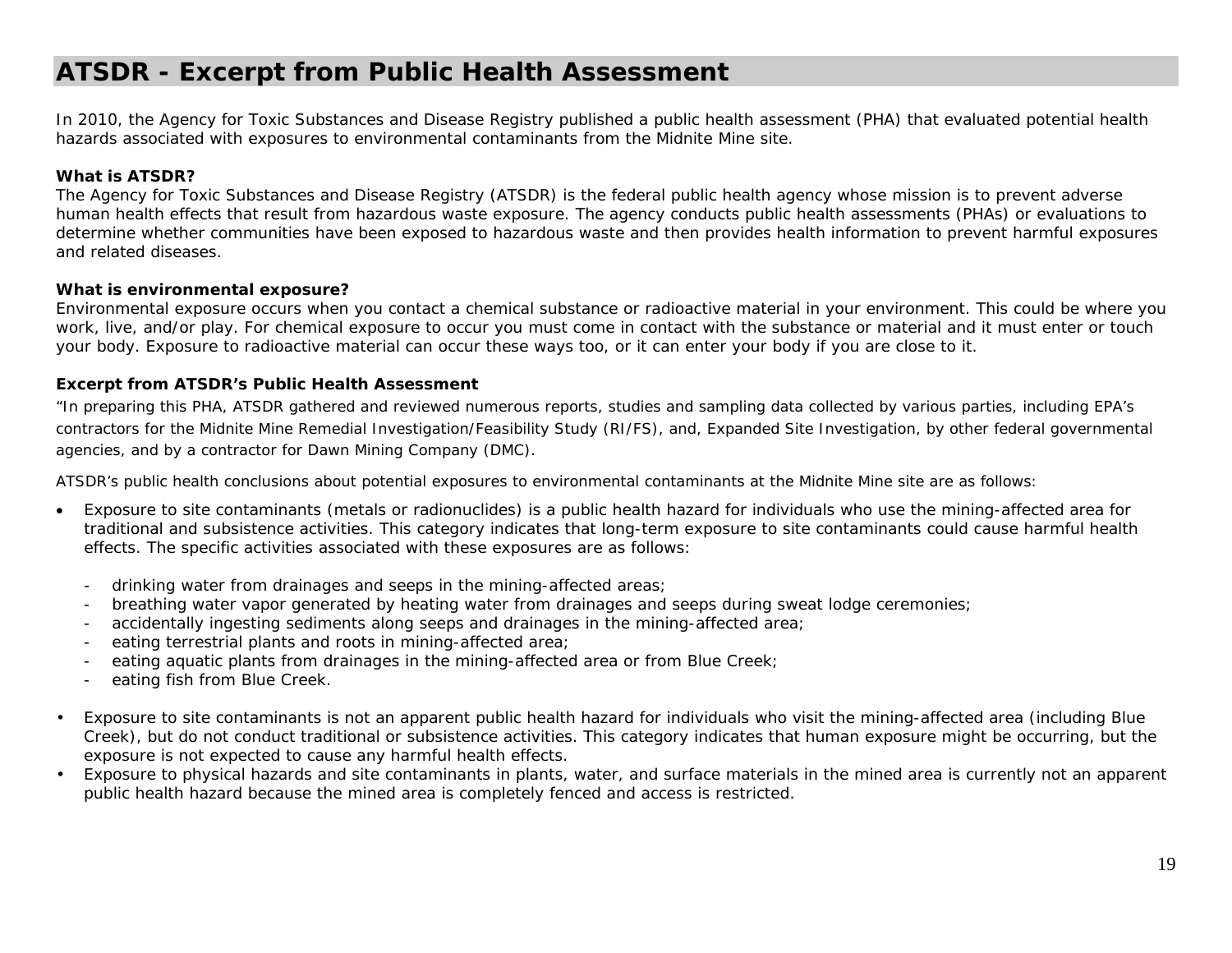# ATSDR - Excerpt from Public Health Assessment

In 2010, the Agency for Toxic Substances and Disease Registry published a public health assessment (PHA) that evaluated potential health hazards associated with exposures to environmental contaminants from the Midnite Mine site.

**What is ATSDR?**

The Agency for Toxic Substances and Disease Registry (ATSDR) is the federal public health agency whose mission is to prevent adverse human health effects that result from hazardous waste exposure. The agency conducts public health assessments (PHAs) or evaluations to determine whether communities have been exposed to hazardous waste and then provides health information to prevent harmful exposures and related diseases.

**What is environmental exposure?**

Environmental exposure occurs when you contact a chemical substance or radioactive material in your environment. This could be where you work, live, and/or play. For chemical exposure to occur you must come in contact with the substance or material and it must enter or touch your body. Exposure to radioactive material can occur these ways too, or it can enter your body if you are close to it.

**Excerpt from ATSDR's Public Health Assessment**

"In preparing this PHA, ATSDR gathered and reviewed numerous reports, studies and sampling data collected by various parties, including EPA's contractors for the Midnite Mine Remedial Investigation/Feasibility Study (RI/FS), and, Expanded Site Investigation, by other federal governmental agencies, and by a contractor for Dawn Mining Company (DMC).

ATSDR's public health conclusions about potential exposures to environmental contaminants at the Midnite Mine site are as follows:

- Exposure to site contaminants (metals or radionuclides) is a public health hazard for individuals who use the mining-affected area for traditional and subsistence activities. This category indicates that long-term exposure to site contaminants could cause harmful health effects. The specific activities associated with these exposures are as follows:
  - drinking water from drainages and seeps in the mining-affected areas;
  - breathing water vapor generated by heating water from drainages and seeps during sweat lodge ceremonies;
  - accidentally ingesting sediments along seeps and drainages in the mining-affected area;
  - eating terrestrial plants and roots in mining-affected area;
  - eating aquatic plants from drainages in the mining-affected area or from Blue Creek;
  - eating fish from Blue Creek.
- Exposure to site contaminants is not an apparent public health hazard for individuals who visit the mining-affected area (including Blue Creek), but do not conduct traditional or subsistence activities. This category indicates that human exposure might be occurring, but the exposure is not expected to cause any harmful health effects.
- Exposure to physical hazards and site contaminants in plants, water, and surface materials in the mined area is currently not an apparent public health hazard because the mined area is completely fenced and access is restricted.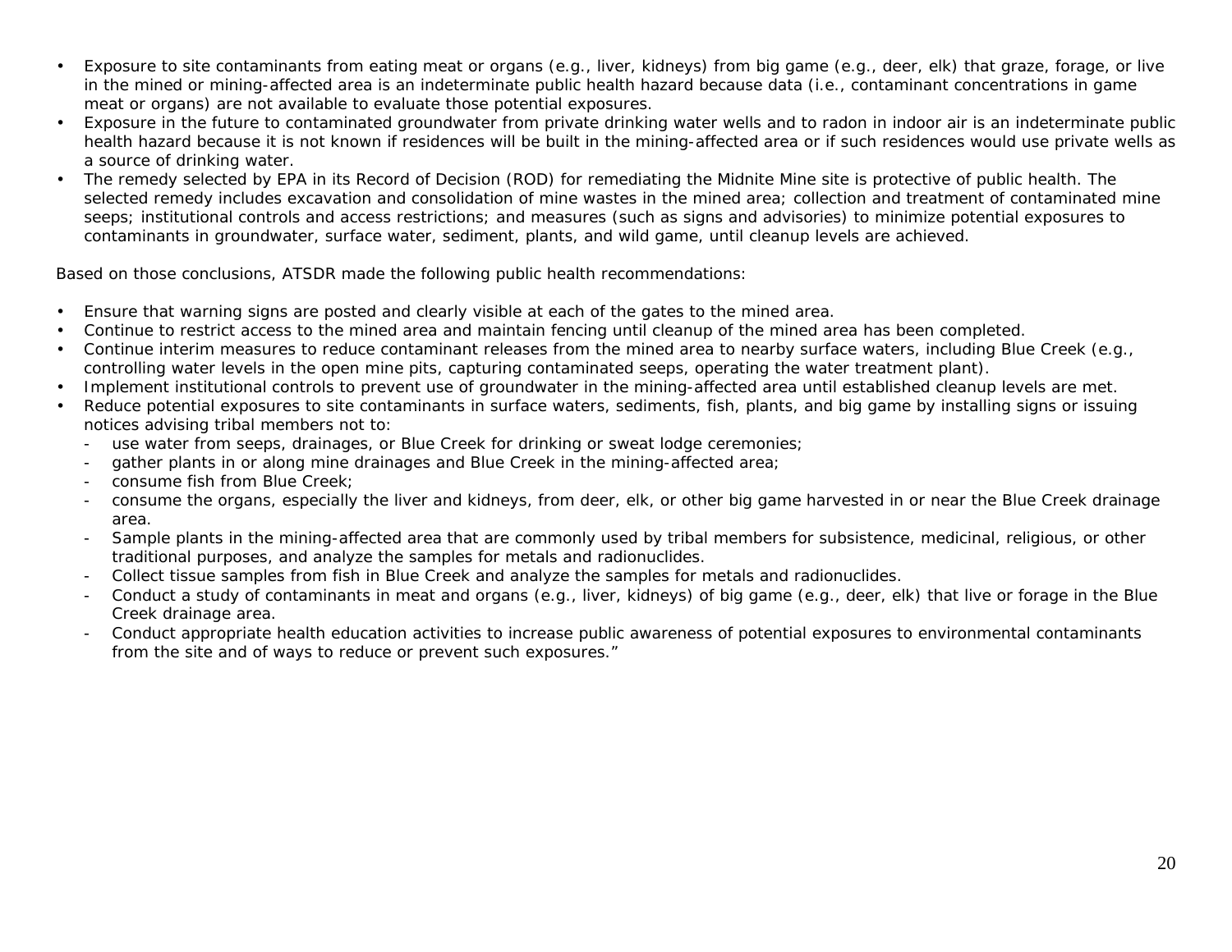- Exposure to site contaminants from eating meat or organs (e.g., liver, kidneys) from big game (e.g., deer, elk) that graze, forage, or live in the mined or mining-affected area is an indeterminate public health hazard because data (i.e., contaminant concentrations in game meat or organs) are not available to evaluate those potential exposures.
- Exposure in the future to contaminated groundwater from private drinking water wells and to radon in indoor air is an indeterminate public health hazard because it is not known if residences will be built in the mining-affected area or if such residences would use private wells as a source of drinking water.
- The remedy selected by EPA in its Record of Decision (ROD) for remediating the Midnite Mine site is protective of public health. The selected remedy includes excavation and consolidation of mine wastes in the mined area; collection and treatment of contaminated mine seeps; institutional controls and access restrictions; and measures (such as signs and advisories) to minimize potential exposures to contaminants in groundwater, surface water, sediment, plants, and wild game, until cleanup levels are achieved.

Based on those conclusions, ATSDR made the following public health recommendations:

- Ensure that warning signs are posted and clearly visible at each of the gates to the mined area.
- Continue to restrict access to the mined area and maintain fencing until cleanup of the mined area has been completed.
- Continue interim measures to reduce contaminant releases from the mined area to nearby surface waters, including Blue Creek (e.g., controlling water levels in the open mine pits, capturing contaminated seeps, operating the water treatment plant).
- Implement institutional controls to prevent use of groundwater in the mining-affected area until established cleanup levels are met.
- Reduce potential exposures to site contaminants in surface waters, sediments, fish, plants, and big game by installing signs or issuing notices advising tribal members not to:
  - use water from seeps, drainages, or Blue Creek for drinking or sweat lodge ceremonies;
  - gather plants in or along mine drainages and Blue Creek in the mining-affected area;
  - consume fish from Blue Creek;
  - consume the organs, especially the liver and kidneys, from deer, elk, or other big game harvested in or near the Blue Creek drainage area.
  - Sample plants in the mining-affected area that are commonly used by tribal members for subsistence, medicinal, religious, or other traditional purposes, and analyze the samples for metals and radionuclides.
  - Collect tissue samples from fish in Blue Creek and analyze the samples for metals and radionuclides.
  - Conduct a study of contaminants in meat and organs (e.g., liver, kidneys) of big game (e.g., deer, elk) that live or forage in the Blue Creek drainage area.
  - Conduct appropriate health education activities to increase public awareness of potential exposures to environmental contaminants from the site and of ways to reduce or prevent such exposures."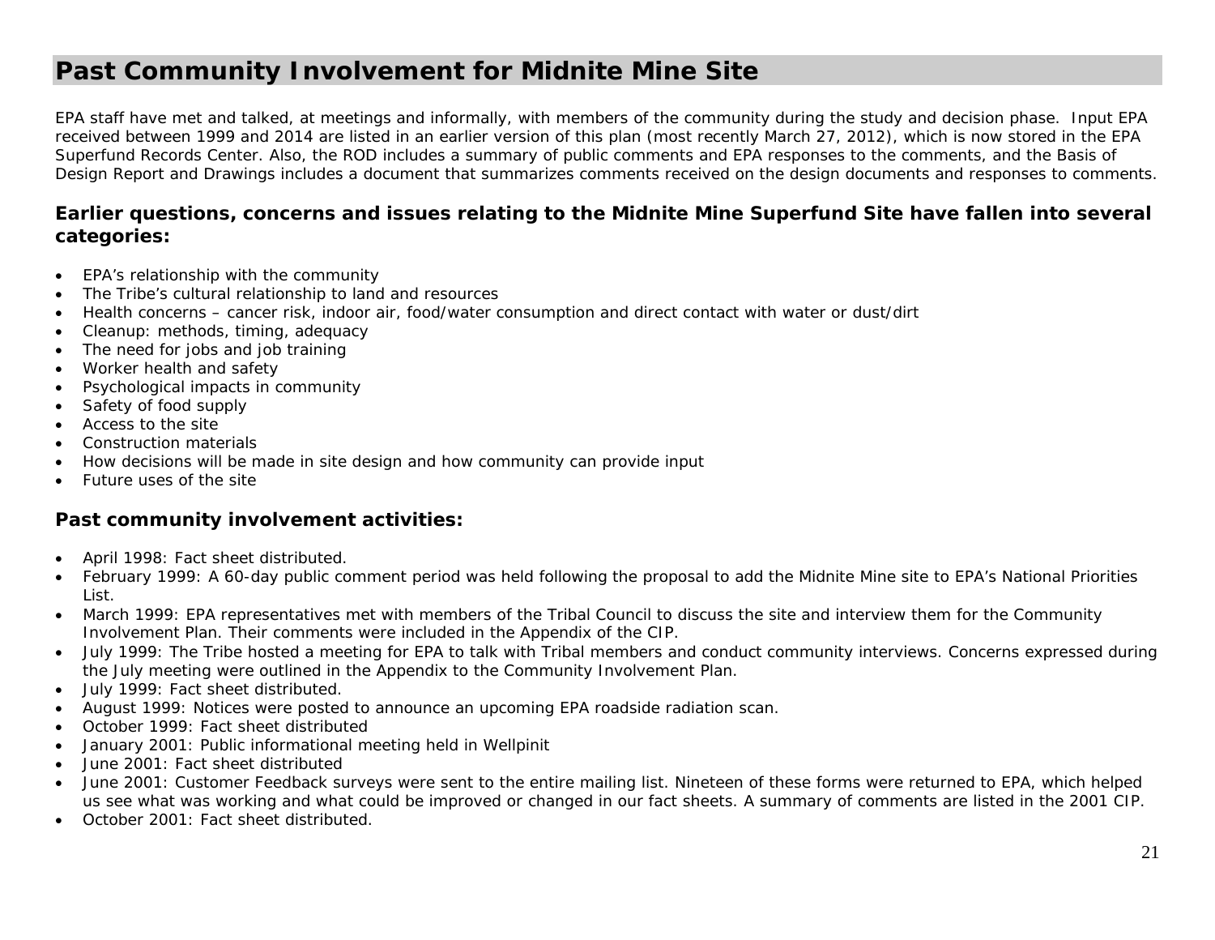# Past Community Involvement for Midnite Mine Site

EPA staff have met and talked, at meetings and informally, with members of the community during the study and decision phase. Input EPA received between 1999 and 2014 are listed in an earlier version of this plan (most recently March 27, 2012), which is now stored in the EPA Superfund Records Center. Also, the ROD includes a summary of public comments and EPA responses to the comments, and the Basis of Design Report and Drawings includes a document that summarizes comments received on the design documents and responses to comments.

### Earlier questions, concerns and issues relating to the Midnite Mine Superfund Site have fallen into several categories:

- EPA's relationship with the community
- The Tribe's cultural relationship to land and resources
- Health concerns – cancer risk, indoor air, food/water consumption and direct contact with water or dust/dirt
- Cleanup: methods, timing, adequacy
- The need for jobs and job training
- Worker health and safety
- Psychological impacts in community
- Safety of food supply
- Access to the site
- Construction materials
- How decisions will be made in site design and how community can provide input
- Future uses of the site

### Past community involvement activities:

- April 1998: Fact sheet distributed.
- February 1999: A 60-day public comment period was held following the proposal to add the Midnite Mine site to EPA's National Priorities List.
- March 1999: EPA representatives met with members of the Tribal Council to discuss the site and interview them for the Community Involvement Plan. Their comments were included in the Appendix of the CIP.
- July 1999: The Tribe hosted a meeting for EPA to talk with Tribal members and conduct community interviews. Concerns expressed during the July meeting were outlined in the Appendix to the Community Involvement Plan.
- July 1999: Fact sheet distributed.
- August 1999: Notices were posted to announce an upcoming EPA roadside radiation scan.
- October 1999: Fact sheet distributed
- January 2001: Public informational meeting held in Wellpinit
- June 2001: Fact sheet distributed
- June 2001: Customer Feedback surveys were sent to the entire mailing list. Nineteen of these forms were returned to EPA, which helped us see what was working and what could be improved or changed in our fact sheets. A summary of comments are listed in the 2001 CIP.
- October 2001: Fact sheet distributed.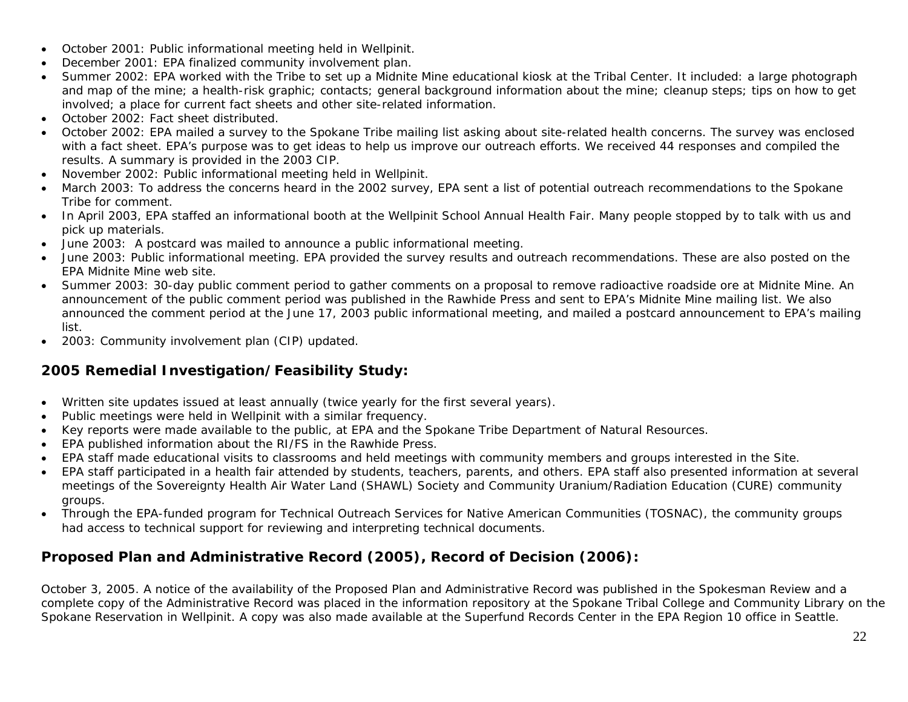- October 2001: Public informational meeting held in Wellpinit.
- December 2001: EPA finalized community involvement plan.
- Summer 2002: EPA worked with the Tribe to set up a Midnite Mine educational kiosk at the Tribal Center. It included: a large photograph and map of the mine; a health-risk graphic; contacts; general background information about the mine; cleanup steps; tips on how to get involved; a place for current fact sheets and other site-related information.
- October 2002: Fact sheet distributed.
- October 2002: EPA mailed a survey to the Spokane Tribe mailing list asking about site-related health concerns. The survey was enclosed with a fact sheet. EPA's purpose was to get ideas to help us improve our outreach efforts. We received 44 responses and compiled the results. A summary is provided in the 2003 CIP.
- November 2002: Public informational meeting held in Wellpinit.
- March 2003: To address the concerns heard in the 2002 survey, EPA sent a list of potential outreach recommendations to the Spokane Tribe for comment.
- In April 2003, EPA staffed an informational booth at the Wellpinit School Annual Health Fair. Many people stopped by to talk with us and pick up materials.
- June 2003: A postcard was mailed to announce a public informational meeting.
- June 2003: Public informational meeting. EPA provided the survey results and outreach recommendations. These are also posted on the EPA Midnite Mine web site.
- Summer 2003: 30-day public comment period to gather comments on a proposal to remove radioactive roadside ore at Midnite Mine. An announcement of the public comment period was published in the Rawhide Press and sent to EPA's Midnite Mine mailing list. We also announced the comment period at the June 17, 2003 public informational meeting, and mailed a postcard announcement to EPA's mailing list.
- 2003: Community involvement plan (CIP) updated.

## 2005 Remedial Investigation/Feasibility Study:

- Written site updates issued at least annually (twice yearly for the first several years).
- Public meetings were held in Wellpinit with a similar frequency.
- Key reports were made available to the public, at EPA and the Spokane Tribe Department of Natural Resources.
- EPA published information about the RI/FS in the Rawhide Press.
- EPA staff made educational visits to classrooms and held meetings with community members and groups interested in the Site.
- EPA staff participated in a health fair attended by students, teachers, parents, and others. EPA staff also presented information at several meetings of the Sovereignty Health Air Water Land (SHAWL) Society and Community Uranium/Radiation Education (CURE) community groups.
- Through the EPA-funded program for Technical Outreach Services for Native American Communities (TOSNAC), the community groups had access to technical support for reviewing and interpreting technical documents.

## Proposed Plan and Administrative Record (2005), Record of Decision (2006):

October 3, 2005. A notice of the availability of the Proposed Plan and Administrative Record was published in the Spokesman Review and a complete copy of the Administrative Record was placed in the information repository at the Spokane Tribal College and Community Library on the Spokane Reservation in Wellpinit. A copy was also made available at the Superfund Records Center in the EPA Region 10 office in Seattle.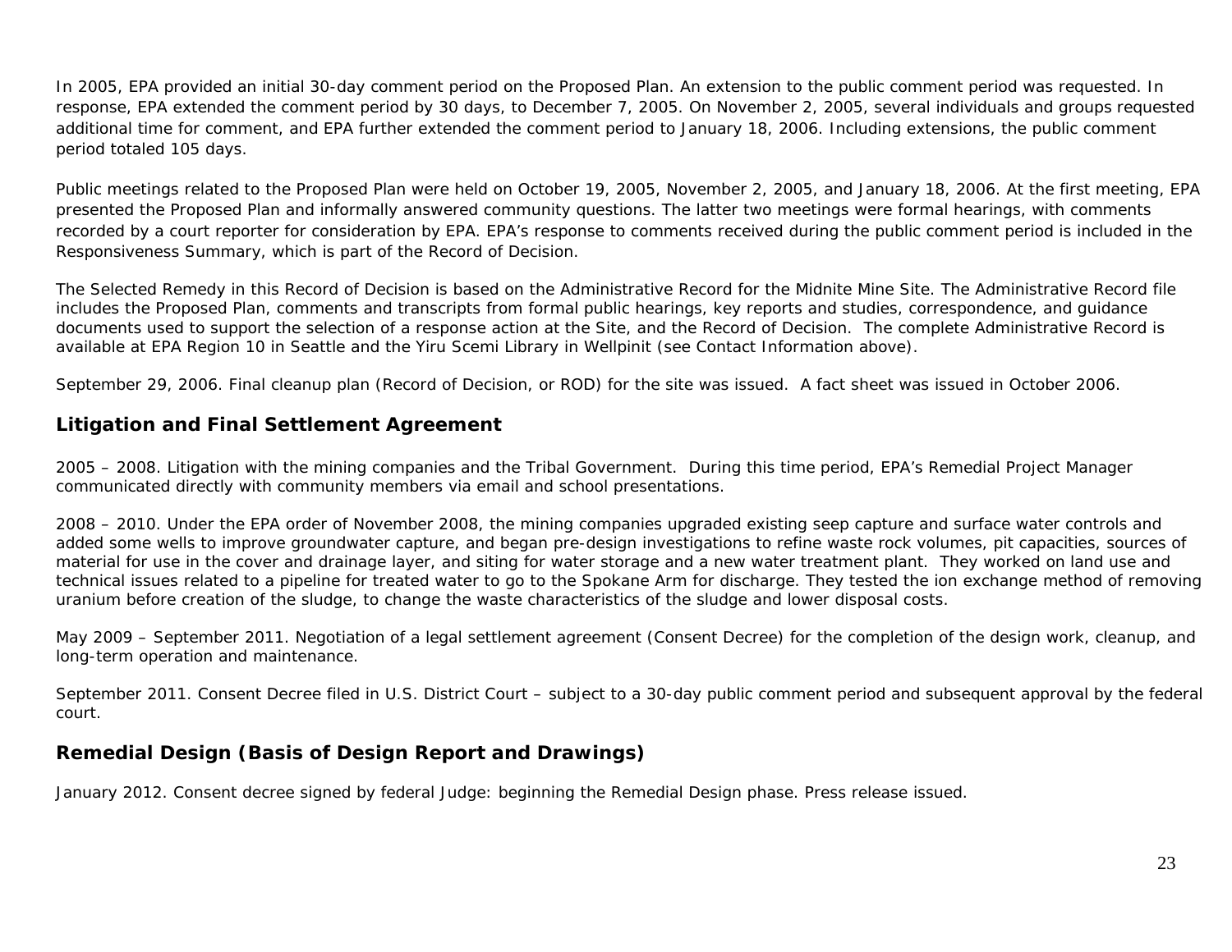In 2005, EPA provided an initial 30-day comment period on the Proposed Plan. An extension to the public comment period was requested. In response, EPA extended the comment period by 30 days, to December 7, 2005. On November 2, 2005, several individuals and groups requested additional time for comment, and EPA further extended the comment period to January 18, 2006. Including extensions, the public comment period totaled 105 days.

Public meetings related to the Proposed Plan were held on October 19, 2005, November 2, 2005, and January 18, 2006. At the first meeting, EPA presented the Proposed Plan and informally answered community questions. The latter two meetings were formal hearings, with comments recorded by a court reporter for consideration by EPA. EPA's response to comments received during the public comment period is included in the Responsiveness Summary, which is part of the Record of Decision.

The Selected Remedy in this Record of Decision is based on the Administrative Record for the Midnite Mine Site. The Administrative Record file includes the Proposed Plan, comments and transcripts from formal public hearings, key reports and studies, correspondence, and guidance documents used to support the selection of a response action at the Site, and the Record of Decision. The complete Administrative Record is available at EPA Region 10 in Seattle and the Yiru Scemi Library in Wellpinit (see Contact Information above).

September 29, 2006. Final cleanup plan (Record of Decision, or ROD) for the site was issued. A fact sheet was issued in October 2006.

## Litigation and Final Settlement Agreement

2005 – 2008. Litigation with the mining companies and the Tribal Government. During this time period, EPA's Remedial Project Manager communicated directly with community members via email and school presentations.

2008 – 2010. Under the EPA order of November 2008, the mining companies upgraded existing seep capture and surface water controls and added some wells to improve groundwater capture, and began pre-design investigations to refine waste rock volumes, pit capacities, sources of material for use in the cover and drainage layer, and siting for water storage and a new water treatment plant. They worked on land use and technical issues related to a pipeline for treated water to go to the Spokane Arm for discharge. They tested the ion exchange method of removing uranium before creation of the sludge, to change the waste characteristics of the sludge and lower disposal costs.

May 2009 – September 2011. Negotiation of a legal settlement agreement (Consent Decree) for the completion of the design work, cleanup, and long-term operation and maintenance.

September 2011. Consent Decree filed in U.S. District Court – subject to a 30-day public comment period and subsequent approval by the federal court.

## Remedial Design (Basis of Design Report and Drawings)

January 2012. Consent decree signed by federal Judge: beginning the Remedial Design phase. Press release issued.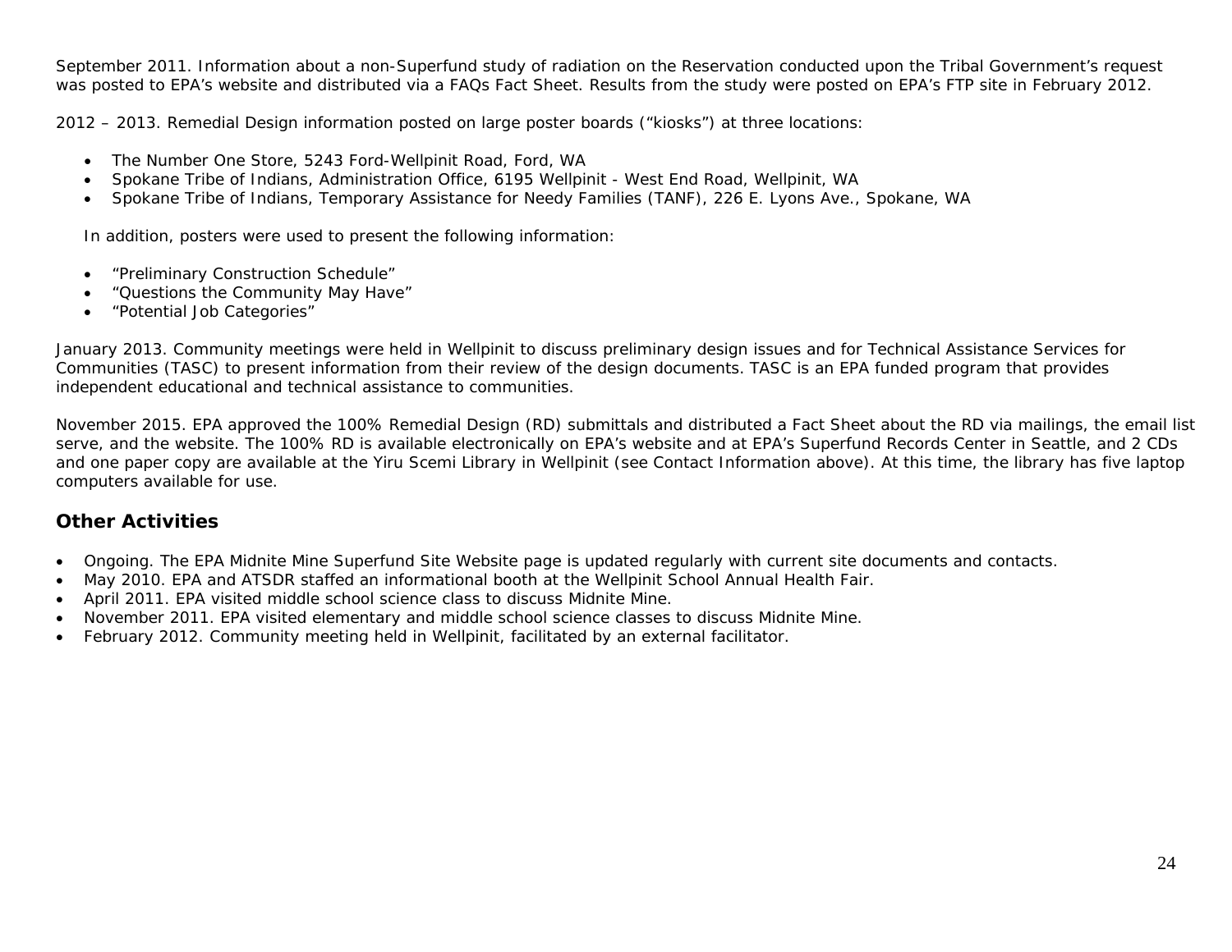September 2011. Information about a non-Superfund study of radiation on the Reservation conducted upon the Tribal Government's request was posted to EPA's website and distributed via a FAQs Fact Sheet. Results from the study were posted on EPA's FTP site in February 2012.

2012 – 2013. Remedial Design information posted on large poster boards ("kiosks") at three locations:

- The Number One Store, 5243 Ford-Wellpinit Road, Ford, WA
- Spokane Tribe of Indians, Administration Office, 6195 Wellpinit - West End Road, Wellpinit, WA
- Spokane Tribe of Indians, Temporary Assistance for Needy Families (TANF), 226 E. Lyons Ave., Spokane, WA

In addition, posters were used to present the following information:

- "Preliminary Construction Schedule"
- "Questions the Community May Have"
- "Potential Job Categories"

January 2013. Community meetings were held in Wellpinit to discuss preliminary design issues and for Technical Assistance Services for Communities (TASC) to present information from their review of the design documents. TASC is an EPA funded program that provides independent educational and technical assistance to communities.

November 2015. EPA approved the 100% Remedial Design (RD) submittals and distributed a Fact Sheet about the RD via mailings, the email list serve, and the website. The 100% RD is available electronically on EPA's website and at EPA's Superfund Records Center in Seattle, and 2 CDs and one paper copy are available at the Yiru Scemi Library in Wellpinit (see Contact Information above). At this time, the library has five laptop computers available for use.

## Other Activities

- Ongoing. The EPA Midnite Mine Superfund Site Website page is updated regularly with current site documents and contacts.
- May 2010. EPA and ATSDR staffed an informational booth at the Wellpinit School Annual Health Fair.
- April 2011. EPA visited middle school science class to discuss Midnite Mine.
- November 2011. EPA visited elementary and middle school science classes to discuss Midnite Mine.
- February 2012. Community meeting held in Wellpinit, facilitated by an external facilitator.